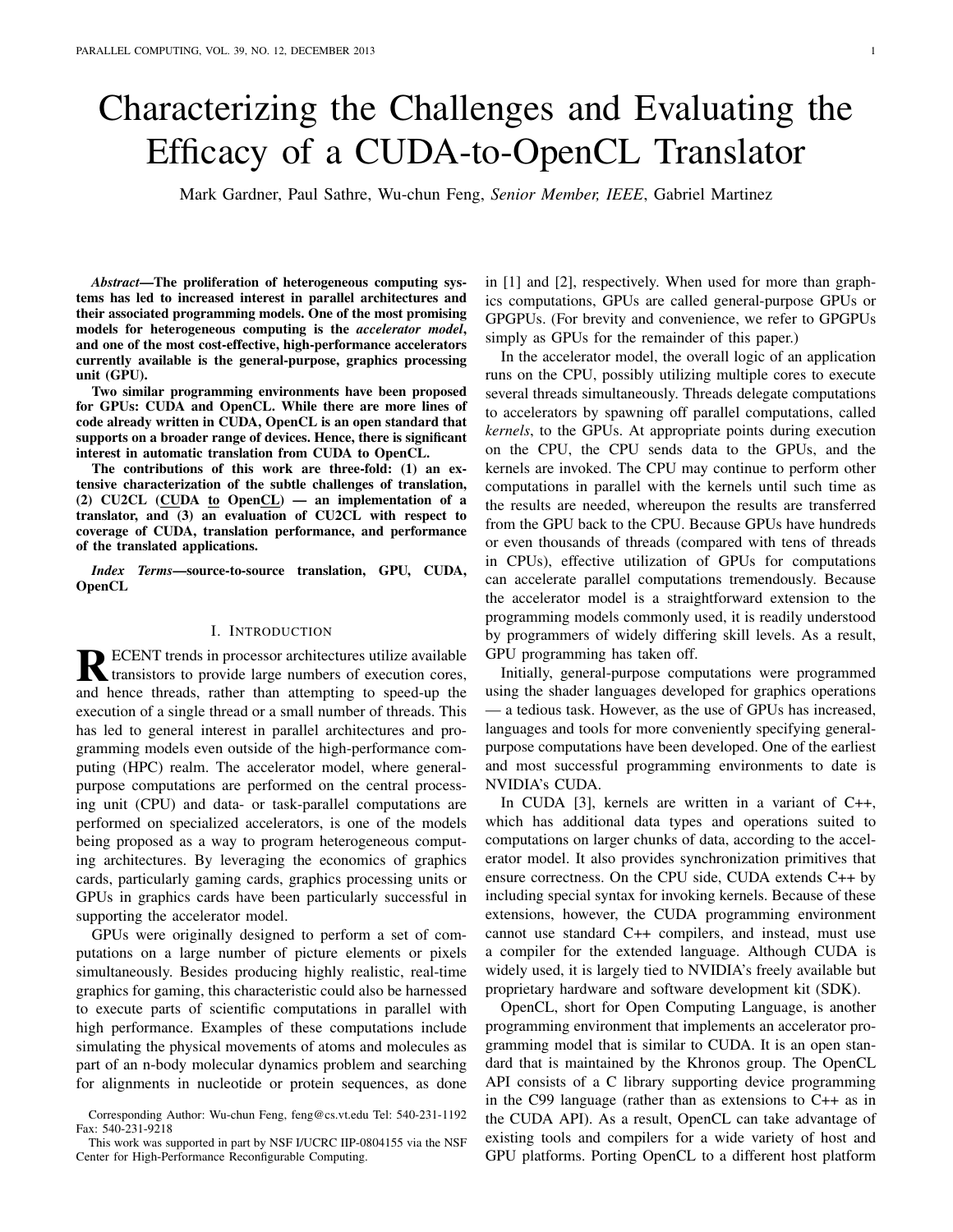# Characterizing the Challenges and Evaluating the Efficacy of a CUDA-to-OpenCL Translator

Mark Gardner, Paul Sathre, Wu-chun Feng, *Senior Member, IEEE*, Gabriel Martinez

***Abstract*—The proliferation of heterogeneous computing systems has led to increased interest in parallel architectures and their associated programming models. One of the most promising models for heterogeneous computing is the *accelerator model*, and one of the most cost-effective, high-performance accelerators currently available is the general-purpose, graphics processing unit (GPU).**

**Two similar programming environments have been proposed for GPUs: CUDA and OpenCL. While there are more lines of code already written in CUDA, OpenCL is an open standard that supports on a broader range of devices. Hence, there is significant interest in automatic translation from CUDA to OpenCL.**

**The contributions of this work are three-fold: (1) an extensive characterization of the subtle challenges of translation, (2) CU2CL (CUDA to OpenCL) — an implementation of a translator, and (3) an evaluation of CU2CL with respect to coverage of CUDA, translation performance, and performance of the translated applications.**

***Index Terms*—source-to-source translation, GPU, CUDA, OpenCL**

## I. Introduction

Recent trends in processor architectures utilize available transistors to provide large numbers of execution cores, and hence threads, rather than attempting to speed-up the execution of a single thread or a small number of threads. This has led to general interest in parallel architectures and programming models even outside of the high-performance computing (HPC) realm. The accelerator model, where general-purpose computations are performed on the central processing unit (CPU) and data- or task-parallel computations are performed on specialized accelerators, is one of the models being proposed as a way to program heterogeneous computing architectures. By leveraging the economics of graphics cards, particularly gaming cards, graphics processing units or GPUs in graphics cards have been particularly successful in supporting the accelerator model.

GPUs were originally designed to perform a set of computations on a large number of picture elements or pixels simultaneously. Besides producing highly realistic, real-time graphics for gaming, this characteristic could also be harnessed to execute parts of scientific computations in parallel with high performance. Examples of these computations include simulating the physical movements of atoms and molecules as part of an n-body molecular dynamics problem and searching for alignments in nucleotide or protein sequences, as done in [1] and [2], respectively. When used for more than graphics computations, GPUs are called general-purpose GPUs or GPGPUs. (For brevity and convenience, we refer to GPGPUs simply as GPUs for the remainder of this paper.)

In the accelerator model, the overall logic of an application runs on the CPU, possibly utilizing multiple cores to execute several threads simultaneously. Threads delegate computations to accelerators by spawning off parallel computations, called *kernels*, to the GPUs. At appropriate points during execution on the CPU, the CPU sends data to the GPUs, and the kernels are invoked. The CPU may continue to perform other computations in parallel with the kernels until such time as the results are needed, whereupon the results are transferred from the GPU back to the CPU. Because GPUs have hundreds or even thousands of threads (compared with tens of threads in CPUs), effective utilization of GPUs for computations can accelerate parallel computations tremendously. Because the accelerator model is a straightforward extension to the programming models commonly used, it is readily understood by programmers of widely differing skill levels. As a result, GPU programming has taken off.

Initially, general-purpose computations were programmed using the shader languages developed for graphics operations — a tedious task. However, as the use of GPUs has increased, languages and tools for more conveniently specifying general-purpose computations have been developed. One of the earliest and most successful programming environments to date is NVIDIA's CUDA.

In CUDA [3], kernels are written in a variant of C++, which has additional data types and operations suited to computations on larger chunks of data, according to the accelerator model. It also provides synchronization primitives that ensure correctness. On the CPU side, CUDA extends C++ by including special syntax for invoking kernels. Because of these extensions, however, the CUDA programming environment cannot use standard C++ compilers, and instead, must use a compiler for the extended language. Although CUDA is widely used, it is largely tied to NVIDIA's freely available but proprietary hardware and software development kit (SDK).

OpenCL, short for Open Computing Language, is another programming environment that implements an accelerator programming model that is similar to CUDA. It is an open standard that is maintained by the Khronos group. The OpenCL API consists of a C library supporting device programming in the C99 language (rather than as extensions to C++ as in the CUDA API). As a result, OpenCL can take advantage of existing tools and compilers for a wide variety of host and GPU platforms. Porting OpenCL to a different host platform

Corresponding Author: Wu-chun Feng, feng@cs.vt.edu Tel: 540-231-1192 Fax: 540-231-9218

This work was supported in part by NSF I/UCRC IIP-0804155 via the NSF Center for High-Performance Reconfigurable Computing.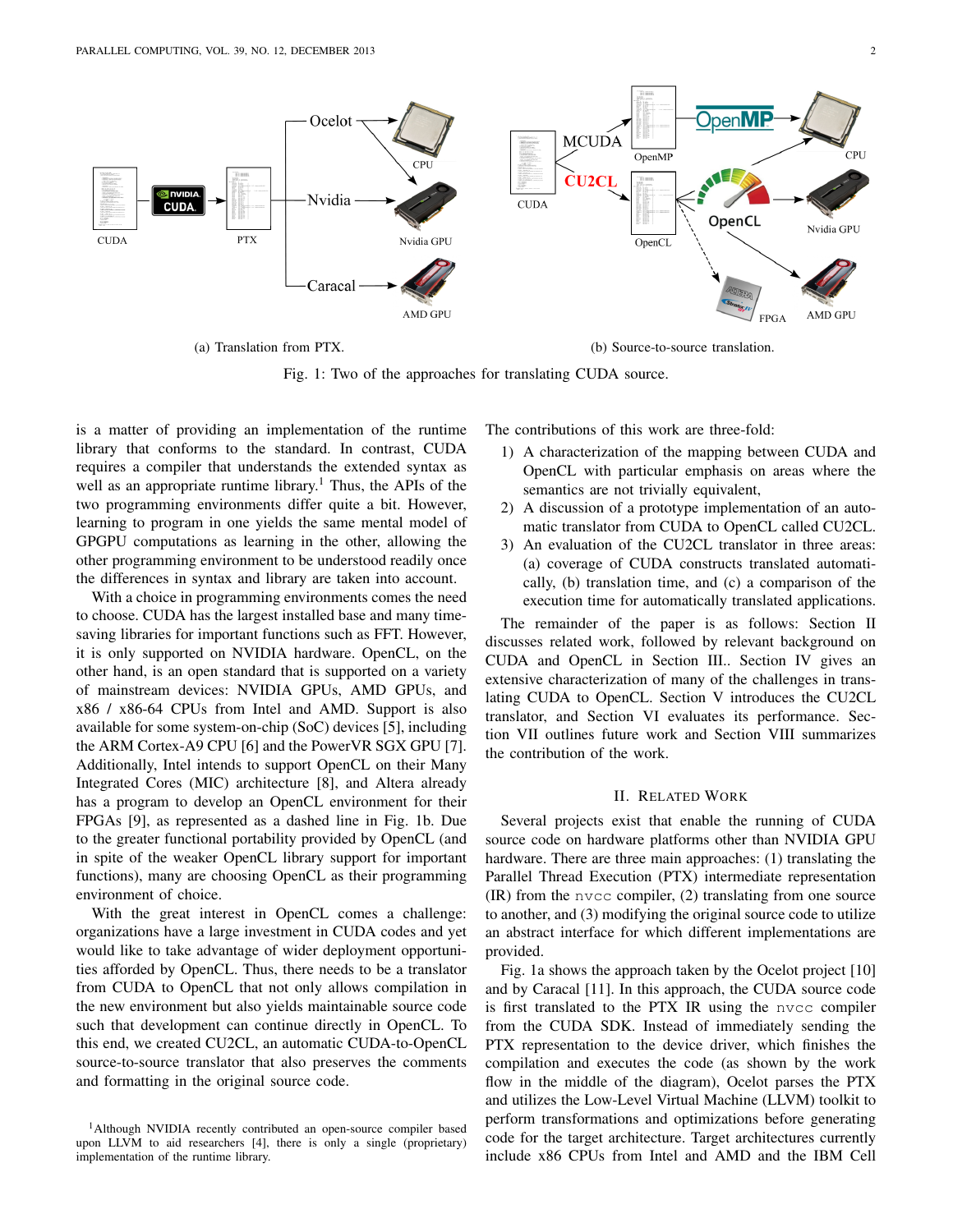(a) Translation from PTX.

(b) Source-to-source translation.

Fig. 1: Two of the approaches for translating CUDA source.

is a matter of providing an implementation of the runtime library that conforms to the standard. In contrast, CUDA requires a compiler that understands the extended syntax as well as an appropriate runtime library.[1] Thus, the APIs of the two programming environments differ quite a bit. However, learning to program in one yields the same mental model of GPGPU computations as learning in the other, allowing the other programming environment to be understood readily once the differences in syntax and library are taken into account.

With a choice in programming environments comes the need to choose. CUDA has the largest installed base and many time-saving libraries for important functions such as FFT. However, it is only supported on NVIDIA hardware. OpenCL, on the other hand, is an open standard that is supported on a variety of mainstream devices: NVIDIA GPUs, AMD GPUs, and x86 / x86-64 CPUs from Intel and AMD. Support is also available for some system-on-chip (SoC) devices [5], including the ARM Cortex-A9 CPU [6] and the PowerVR SGX GPU [7]. Additionally, Intel intends to support OpenCL on their Many Integrated Cores (MIC) architecture [8], and Altera already has a program to develop an OpenCL environment for their FPGAs [9], as represented as a dashed line in Fig. 1b. Due to the greater functional portability provided by OpenCL (and in spite of the weaker OpenCL library support for important functions), many are choosing OpenCL as their programming environment of choice.

With the great interest in OpenCL comes a challenge: organizations have a large investment in CUDA codes and yet would like to take advantage of wider deployment opportunities afforded by OpenCL. Thus, there needs to be a translator from CUDA to OpenCL that not only allows compilation in the new environment but also yields maintainable source code such that development can continue directly in OpenCL. To this end, we created CU2CL, an automatic CUDA-to-OpenCL source-to-source translator that also preserves the comments and formatting in the original source code.

[1] Although NVIDIA recently contributed an open-source compiler based upon LLVM to aid researchers [4], there is only a single (proprietary) implementation of the runtime library.

The contributions of this work are three-fold:

1) A characterization of the mapping between CUDA and OpenCL with particular emphasis on areas where the semantics are not trivially equivalent,
2) A discussion of a prototype implementation of an automatic translator from CUDA to OpenCL called CU2CL.
3) An evaluation of the CU2CL translator in three areas: (a) coverage of CUDA constructs translated automatically, (b) translation time, and (c) a comparison of the execution time for automatically translated applications.

The remainder of the paper is as follows: Section II discusses related work, followed by relevant background on CUDA and OpenCL in Section III.. Section IV gives an extensive characterization of many of the challenges in translating CUDA to OpenCL. Section V introduces the CU2CL translator, and Section VI evaluates its performance. Section VII outlines future work and Section VIII summarizes the contribution of the work.

## II. Related Work

Several projects exist that enable the running of CUDA source code on hardware platforms other than NVIDIA GPU hardware. There are three main approaches: (1) translating the Parallel Thread Execution (PTX) intermediate representation (IR) from the `nvcc` compiler, (2) translating from one source to another, and (3) modifying the original source code to utilize an abstract interface for which different implementations are provided.

Fig. 1a shows the approach taken by the Ocelot project [10] and by Caracal [11]. In this approach, the CUDA source code is first translated to the PTX IR using the `nvcc` compiler from the CUDA SDK. Instead of immediately sending the PTX representation to the device driver, which finishes the compilation and executes the code (as shown by the work flow in the middle of the diagram), Ocelot parses the PTX and utilizes the Low-Level Virtual Machine (LLVM) toolkit to perform transformations and optimizations before generating code for the target architecture. Target architectures currently include x86 CPUs from Intel and AMD and the IBM Cell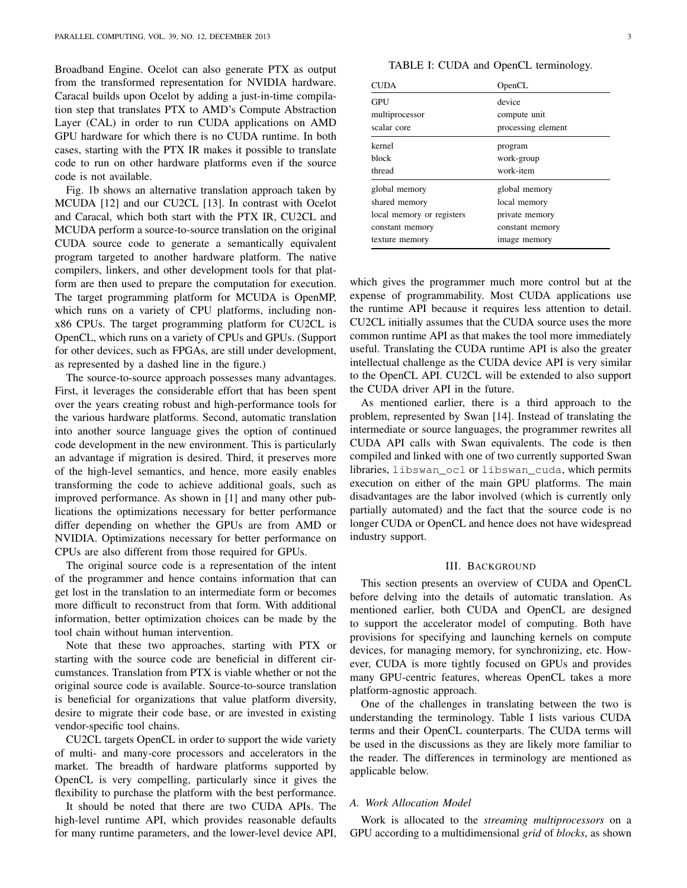Broadband Engine. Ocelot can also generate PTX as output from the transformed representation for NVIDIA hardware. Caracal builds upon Ocelot by adding a just-in-time compilation step that translates PTX to AMD's Compute Abstraction Layer (CAL) in order to run CUDA applications on AMD GPU hardware for which there is no CUDA runtime. In both cases, starting with the PTX IR makes it possible to translate code to run on other hardware platforms even if the source code is not available.

Fig. 1b shows an alternative translation approach taken by MCUDA [12] and our CU2CL [13]. In contrast with Ocelot and Caracal, which both start with the PTX IR, CU2CL and MCUDA perform a source-to-source translation on the original CUDA source code to generate a semantically equivalent program targeted to another hardware platform. The native compilers, linkers, and other development tools for that platform are then used to prepare the computation for execution. The target programming platform for MCUDA is OpenMP, which runs on a variety of CPU platforms, including non-x86 CPUs. The target programming platform for CU2CL is OpenCL, which runs on a variety of CPUs and GPUs. (Support for other devices, such as FPGAs, are still under development, as represented by a dashed line in the figure.)

The source-to-source approach possesses many advantages. First, it leverages the considerable effort that has been spent over the years creating robust and high-performance tools for the various hardware platforms. Second, automatic translation into another source language gives the option of continued code development in the new environment. This is particularly an advantage if migration is desired. Third, it preserves more of the high-level semantics, and hence, more easily enables transforming the code to achieve additional goals, such as improved performance. As shown in [1] and many other publications the optimizations necessary for better performance differ depending on whether the GPUs are from AMD or NVIDIA. Optimizations necessary for better performance on CPUs are also different from those required for GPUs.

The original source code is a representation of the intent of the programmer and hence contains information that can get lost in the translation to an intermediate form or becomes more difficult to reconstruct from that form. With additional information, better optimization choices can be made by the tool chain without human intervention.

Note that these two approaches, starting with PTX or starting with the source code are beneficial in different circumstances. Translation from PTX is viable whether or not the original source code is available. Source-to-source translation is beneficial for organizations that value platform diversity, desire to migrate their code base, or are invested in existing vendor-specific tool chains.

CU2CL targets OpenCL in order to support the wide variety of multi- and many-core processors and accelerators in the market. The breadth of hardware platforms supported by OpenCL is very compelling, particularly since it gives the flexibility to purchase the platform with the best performance.

It should be noted that there are two CUDA APIs. The high-level runtime API, which provides reasonable defaults for many runtime parameters, and the lower-level device API, which gives the programmer much more control but at the expense of programmability. Most CUDA applications use the runtime API because it requires less attention to detail. CU2CL initially assumes that the CUDA source uses the more common runtime API as that makes the tool more immediately useful. Translating the CUDA runtime API is also the greater intellectual challenge as the CUDA device API is very similar to the OpenCL API. CU2CL will be extended to also support the CUDA driver API in the future.

TABLE I: CUDA and OpenCL terminology.

| CUDA | OpenCL |
|---|---|
| GPU | device |
| multiprocessor | compute unit |
| scalar core | processing element |
| kernel | program |
| block | work-group |
| thread | work-item |
| global memory | global memory |
| shared memory | local memory |
| local memory or registers | private memory |
| constant memory | constant memory |
| texture memory | image memory |

As mentioned earlier, there is a third approach to the problem, represented by Swan [14]. Instead of translating the intermediate or source languages, the programmer rewrites all CUDA API calls with Swan equivalents. The code is then compiled and linked with one of two currently supported Swan libraries, `libswan_ocl` or `libswan_cuda`, which permits execution on either of the main GPU platforms. The main disadvantages are the labor involved (which is currently only partially automated) and the fact that the source code is no longer CUDA or OpenCL and hence does not have widespread industry support.

## III. Background

This section presents an overview of CUDA and OpenCL before delving into the details of automatic translation. As mentioned earlier, both CUDA and OpenCL are designed to support the accelerator model of computing. Both have provisions for specifying and launching kernels on compute devices, for managing memory, for synchronizing, etc. However, CUDA is more tightly focused on GPUs and provides many GPU-centric features, whereas OpenCL takes a more platform-agnostic approach.

One of the challenges in translating between the two is understanding the terminology. Table I lists various CUDA terms and their OpenCL counterparts. The CUDA terms will be used in the discussions as they are likely more familiar to the reader. The differences in terminology are mentioned as applicable below.

### A. Work Allocation Model

Work is allocated to the *streaming multiprocessors* on a GPU according to a multidimensional *grid* of *blocks*, as shown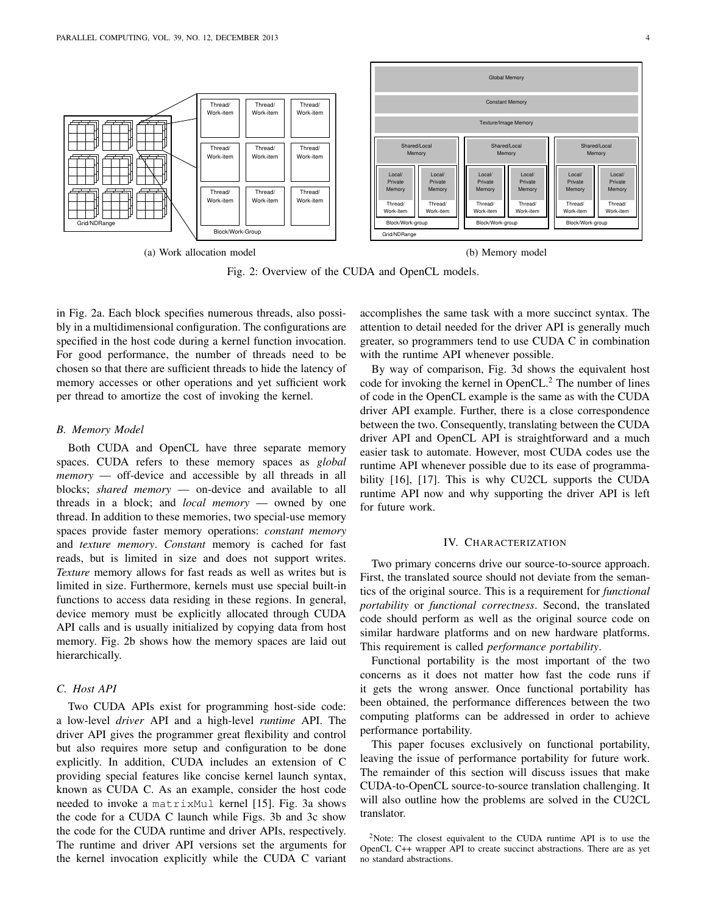(a) Work allocation model

(b) Memory model

Fig. 2: Overview of the CUDA and OpenCL models.

in Fig. 2a. Each block specifies numerous threads, also possibly in a multidimensional configuration. The configurations are specified in the host code during a kernel function invocation. For good performance, the number of threads need to be chosen so that there are sufficient threads to hide the latency of memory accesses or other operations and yet sufficient work per thread to amortize the cost of invoking the kernel.

### B. Memory Model

Both CUDA and OpenCL have three separate memory spaces. CUDA refers to these memory spaces as *global memory* — off-device and accessible by all threads in all blocks; *shared memory* — on-device and available to all threads in a block; and *local memory* — owned by one thread. In addition to these memories, two special-use memory spaces provide faster memory operations: *constant memory* and *texture memory*. *Constant* memory is cached for fast reads, but is limited in size and does not support writes. *Texture* memory allows for fast reads as well as writes but is limited in size. Furthermore, kernels must use special built-in functions to access data residing in these regions. In general, device memory must be explicitly allocated through CUDA API calls and is usually initialized by copying data from host memory. Fig. 2b shows how the memory spaces are laid out hierarchically.

### C. Host API

Two CUDA APIs exist for programming host-side code: a low-level *driver* API and a high-level *runtime* API. The driver API gives the programmer great flexibility and control but also requires more setup and configuration to be done explicitly. In addition, CUDA includes an extension of C providing special features like concise kernel launch syntax, known as CUDA C. As an example, consider the host code needed to invoke a `matrixMul` kernel [15]. Fig. 3a shows the code for a CUDA C launch while Figs. 3b and 3c show the code for the CUDA runtime and driver APIs, respectively. The runtime and driver API versions set the arguments for the kernel invocation explicitly while the CUDA C variant accomplishes the same task with a more succinct syntax. The attention to detail needed for the driver API is generally much greater, so programmers tend to use CUDA C in combination with the runtime API whenever possible.

By way of comparison, Fig. 3d shows the equivalent host code for invoking the kernel in OpenCL.[2] The number of lines of code in the OpenCL example is the same as with the CUDA driver API example. Further, there is a close correspondence between the two. Consequently, translating between the CUDA driver API and OpenCL API is straightforward and a much easier task to automate. However, most CUDA codes use the runtime API whenever possible due to its ease of programmability [16], [17]. This is why CU2CL supports the CUDA runtime API now and why supporting the driver API is left for future work.

## IV. Characterization

Two primary concerns drive our source-to-source approach. First, the translated source should not deviate from the semantics of the original source. This is a requirement for *functional portability* or *functional correctness*. Second, the translated code should perform as well as the original source code on similar hardware platforms and on new hardware platforms. This requirement is called *performance portability*.

Functional portability is the most important of the two concerns as it does not matter how fast the code runs if it gets the wrong answer. Once functional portability has been obtained, the performance differences between the two computing platforms can be addressed in order to achieve performance portability.

This paper focuses exclusively on functional portability, leaving the issue of performance portability for future work. The remainder of this section will discuss issues that make CUDA-to-OpenCL source-to-source translation challenging. It will also outline how the problems are solved in the CU2CL translator.

[2]Note: The closest equivalent to the CUDA runtime API is to use the OpenCL C++ wrapper API to create succinct abstractions. There are as yet no standard abstractions.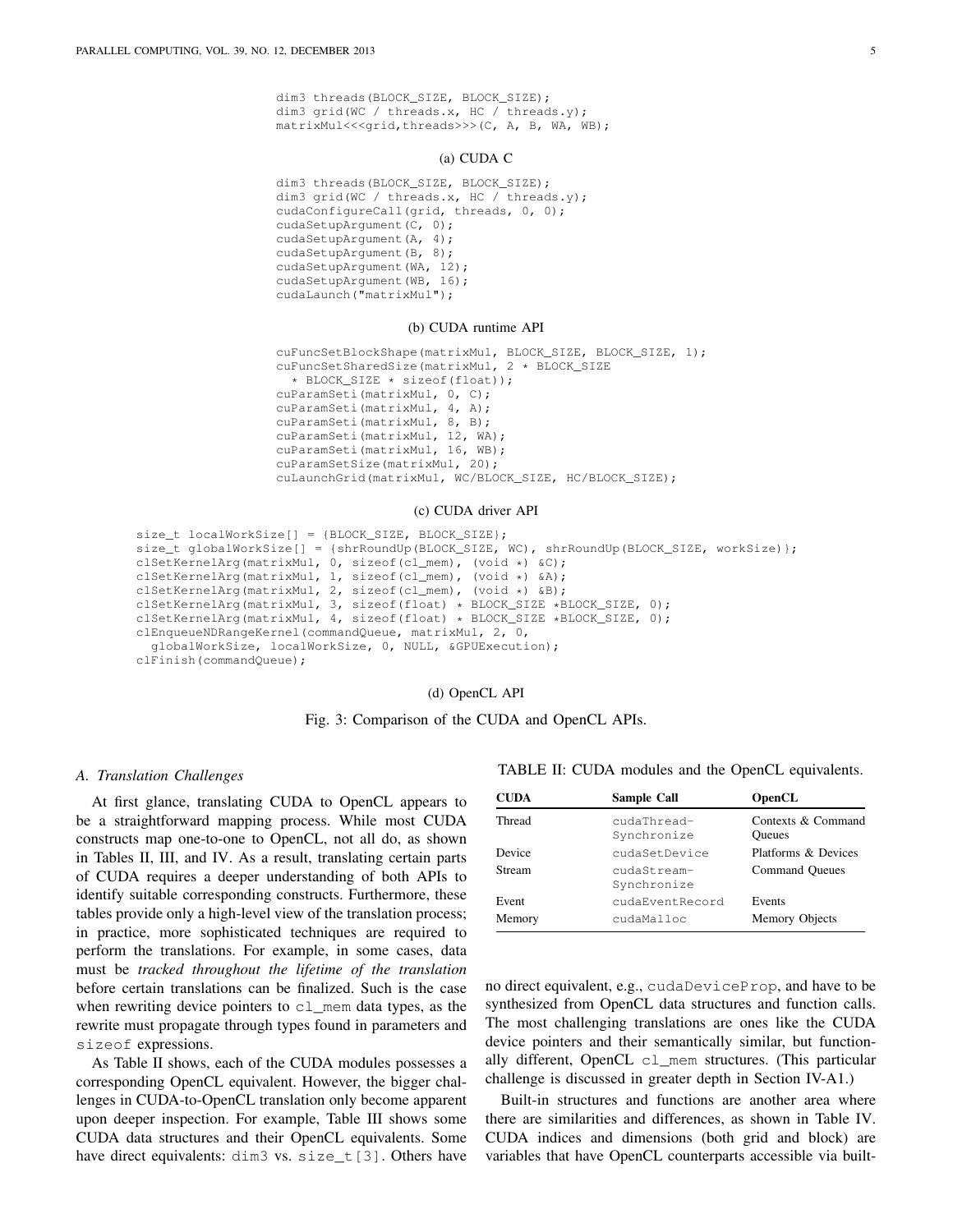```
dim3 threads(BLOCK_SIZE, BLOCK_SIZE);
dim3 grid(WC / threads.x, HC / threads.y);
matrixMul<<<grid,threads>>>(C, A, B, WA, WB);
```

(a) CUDA C

```
dim3 threads(BLOCK_SIZE, BLOCK_SIZE);
dim3 grid(WC / threads.x, HC / threads.y);
cudaConfigureCall(grid, threads, 0, 0);
cudaSetupArgument(C, 0);
cudaSetupArgument(A, 4);
cudaSetupArgument(B, 8);
cudaSetupArgument(WA, 12);
cudaSetupArgument(WB, 16);
cudaLaunch("matrixMul");
```

(b) CUDA runtime API

```
cuFuncSetBlockShape(matrixMul, BLOCK_SIZE, BLOCK_SIZE, 1);
cuFuncSetSharedSize(matrixMul, 2 * BLOCK_SIZE
  * BLOCK_SIZE * sizeof(float));
cuParamSeti(matrixMul, 0, C);
cuParamSeti(matrixMul, 4, A);
cuParamSeti(matrixMul, 8, B);
cuParamSeti(matrixMul, 12, WA);
cuParamSeti(matrixMul, 16, WB);
cuParamSetSize(matrixMul, 20);
cuLaunchGrid(matrixMul, WC/BLOCK_SIZE, HC/BLOCK_SIZE);
```

(c) CUDA driver API

```
size_t localWorkSize[] = {BLOCK_SIZE, BLOCK_SIZE};
size_t globalWorkSize[] = {shrRoundUp(BLOCK_SIZE, WC), shrRoundUp(BLOCK_SIZE, workSize)};
clSetKernelArg(matrixMul, 0, sizeof(cl_mem), (void *) &C);
clSetKernelArg(matrixMul, 1, sizeof(cl_mem), (void *) &A);
clSetKernelArg(matrixMul, 2, sizeof(cl_mem), (void *) &B);
clSetKernelArg(matrixMul, 3, sizeof(float) * BLOCK_SIZE *BLOCK_SIZE, 0);
clSetKernelArg(matrixMul, 4, sizeof(float) * BLOCK_SIZE *BLOCK_SIZE, 0);
clEnqueueNDRangeKernel(commandQueue, matrixMul, 2, 0,
  globalWorkSize, localWorkSize, 0, NULL, &GPUExecution);
clFinish(commandQueue);
```

(d) OpenCL API

Fig. 3: Comparison of the CUDA and OpenCL APIs.

### A. Translation Challenges

At first glance, translating CUDA to OpenCL appears to be a straightforward mapping process. While most CUDA constructs map one-to-one to OpenCL, not all do, as shown in Tables II, III, and IV. As a result, translating certain parts of CUDA requires a deeper understanding of both APIs to identify suitable corresponding constructs. Furthermore, these tables provide only a high-level view of the translation process; in practice, more sophisticated techniques are required to perform the translations. For example, in some cases, data must be *tracked throughout the lifetime of the translation* before certain translations can be finalized. Such is the case when rewriting device pointers to `cl_mem` data types, as the rewrite must propagate through types found in parameters and `sizeof` expressions.

As Table II shows, each of the CUDA modules possesses a corresponding OpenCL equivalent. However, the bigger challenges in CUDA-to-OpenCL translation only become apparent upon deeper inspection. For example, Table III shows some CUDA data structures and their OpenCL equivalents. Some have direct equivalents: `dim3` vs. `size_t[3]`. Others have no direct equivalent, e.g., `cudaDeviceProp`, and have to be synthesized from OpenCL data structures and function calls. The most challenging translations are ones like the CUDA device pointers and their semantically similar, but functionally different, OpenCL `cl_mem` structures. (This particular challenge is discussed in greater depth in Section IV-A1.)

TABLE II: CUDA modules and the OpenCL equivalents.

| CUDA | Sample Call | OpenCL |
|---|---|---|
| Thread | cudaThread-Synchronize | Contexts & Command Queues |
| Device | cudaSetDevice | Platforms & Devices |
| Stream | cudaStream-Synchronize | Command Queues |
| Event | cudaEventRecord | Events |
| Memory | cudaMalloc | Memory Objects |

Built-in structures and functions are another area where there are similarities and differences, as shown in Table IV. CUDA indices and dimensions (both grid and block) are variables that have OpenCL counterparts accessible via built-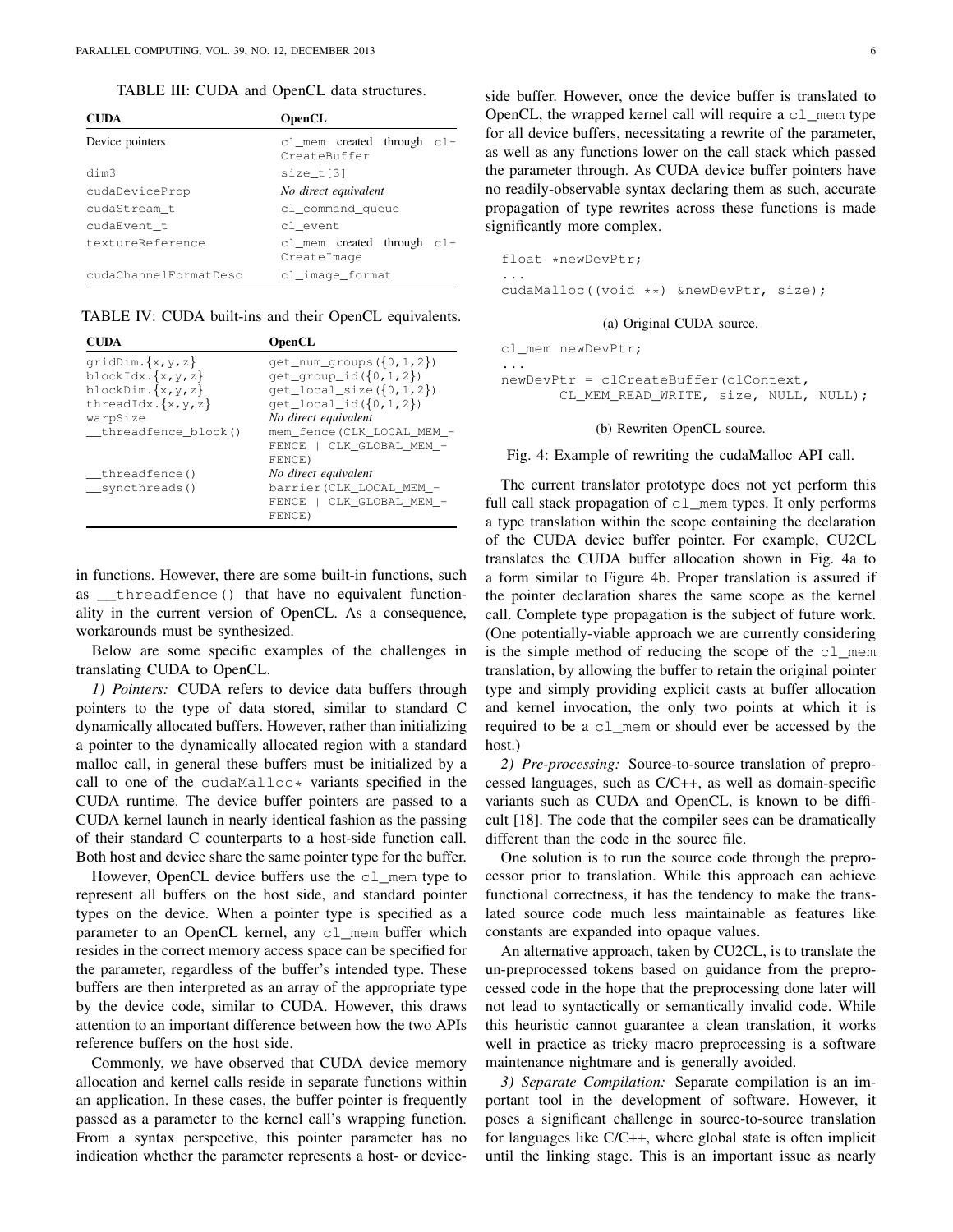TABLE III: CUDA and OpenCL data structures.

| CUDA | OpenCL |
| --- | --- |
| Device pointers | cl_mem created through clCreateBuffer |
| dim3 | size_t[3] |
| cudaDeviceProp | *No direct equivalent* |
| cudaStream_t | cl_command_queue |
| cudaEvent_t | cl_event |
| textureReference | cl_mem created through clCreateImage |
| cudaChannelFormatDesc | cl_image_format |

TABLE IV: CUDA built-ins and their OpenCL equivalents.

| CUDA | OpenCL |
| --- | --- |
| gridDim.{x,y,z} | get_num_groups({0,1,2}) |
| blockIdx.{x,y,z} | get_group_id({0,1,2}) |
| blockDim.{x,y,z} | get_local_size({0,1,2}) |
| threadIdx.{x,y,z} | get_local_id({0,1,2}) |
| warpSize | *No direct equivalent* |
| __threadfence_block() | mem_fence(CLK_LOCAL_MEM_FENCE \| CLK_GLOBAL_MEM_FENCE) |
| __threadfence() | *No direct equivalent* |
| __syncthreads() | barrier(CLK_LOCAL_MEM_FENCE \| CLK_GLOBAL_MEM_FENCE) |

in functions. However, there are some built-in functions, such as __threadfence() that have no equivalent functionality in the current version of OpenCL. As a consequence, workarounds must be synthesized.

Below are some specific examples of the challenges in translating CUDA to OpenCL.

*1) Pointers:* CUDA refers to device data buffers through pointers to the type of data stored, similar to standard C dynamically allocated buffers. However, rather than initializing a pointer to the dynamically allocated region with a standard malloc call, in general these buffers must be initialized by a call to one of the cudaMalloc* variants specified in the CUDA runtime. The device buffer pointers are passed to a CUDA kernel launch in nearly identical fashion as the passing of their standard C counterparts to a host-side function call. Both host and device share the same pointer type for the buffer.

However, OpenCL device buffers use the cl_mem type to represent all buffers on the host side, and standard pointer types on the device. When a pointer type is specified as a parameter to an OpenCL kernel, any cl_mem buffer which resides in the correct memory access space can be specified for the parameter, regardless of the buffer's intended type. These buffers are then interpreted as an array of the appropriate type by the device code, similar to CUDA. However, this draws attention to an important difference between how the two APIs reference buffers on the host side.

Commonly, we have observed that CUDA device memory allocation and kernel calls reside in separate functions within an application. In these cases, the buffer pointer is frequently passed as a parameter to the kernel call's wrapping function. From a syntax perspective, this pointer parameter has no indication whether the parameter represents a host- or device-side buffer. However, once the device buffer is translated to OpenCL, the wrapped kernel call will require a cl_mem type for all device buffers, necessitating a rewrite of the parameter, as well as any functions lower on the call stack which passed the parameter through. As CUDA device buffer pointers have no readily-observable syntax declaring them as such, accurate propagation of type rewrites across these functions is made significantly more complex.

```
float *newDevPtr;
...
cudaMalloc((void **) &newDevPtr, size);
```

(a) Original CUDA source.

```
cl_mem newDevPtr;
...
newDevPtr = clCreateBuffer(clContext,
       CL_MEM_READ_WRITE, size, NULL, NULL);
```

(b) Rewriten OpenCL source.

Fig. 4: Example of rewriting the cudaMalloc API call.

The current translator prototype does not yet perform this full call stack propagation of cl_mem types. It only performs a type translation within the scope containing the declaration of the CUDA device buffer pointer. For example, CU2CL translates the CUDA buffer allocation shown in Fig. 4a to a form similar to Figure 4b. Proper translation is assured if the pointer declaration shares the same scope as the kernel call. Complete type propagation is the subject of future work. (One potentially-viable approach we are currently considering is the simple method of reducing the scope of the cl_mem translation, by allowing the buffer to retain the original pointer type and simply providing explicit casts at buffer allocation and kernel invocation, the only two points at which it is required to be a cl_mem or should ever be accessed by the host.)

*2) Pre-processing:* Source-to-source translation of preprocessed languages, such as C/C++, as well as domain-specific variants such as CUDA and OpenCL, is known to be difficult [18]. The code that the compiler sees can be dramatically different than the code in the source file.

One solution is to run the source code through the preprocessor prior to translation. While this approach can achieve functional correctness, it has the tendency to make the translated source code much less maintainable as features like constants are expanded into opaque values.

An alternative approach, taken by CU2CL, is to translate the un-preprocessed tokens based on guidance from the preprocessed code in the hope that the preprocessing done later will not lead to syntactically or semantically invalid code. While this heuristic cannot guarantee a clean translation, it works well in practice as tricky macro preprocessing is a software maintenance nightmare and is generally avoided.

*3) Separate Compilation:* Separate compilation is an important tool in the development of software. However, it poses a significant challenge in source-to-source translation for languages like C/C++, where global state is often implicit until the linking stage. This is an important issue as nearly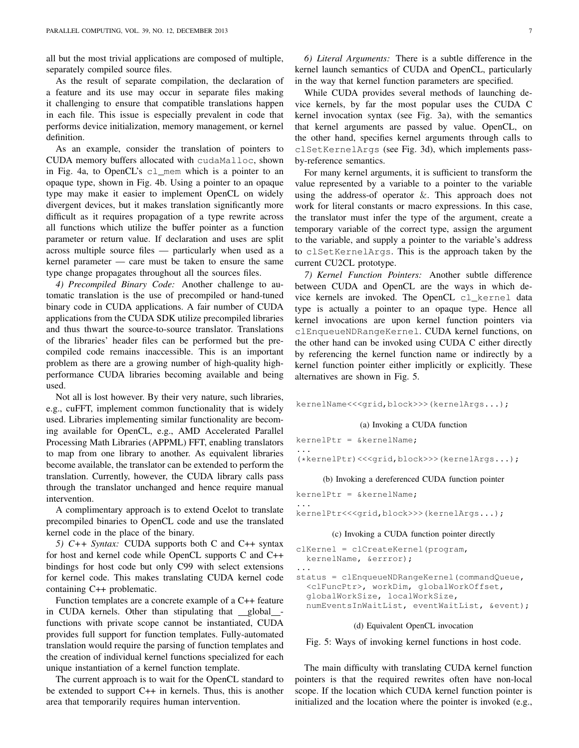all but the most trivial applications are composed of multiple, separately compiled source files.

As the result of separate compilation, the declaration of a feature and its use may occur in separate files making it challenging to ensure that compatible translations happen in each file. This issue is especially prevalent in code that performs device initialization, memory management, or kernel definition.

As an example, consider the translation of pointers to CUDA memory buffers allocated with `cudaMalloc`, shown in Fig. 4a, to OpenCL's `cl_mem` which is a pointer to an opaque type, shown in Fig. 4b. Using a pointer to an opaque type may make it easier to implement OpenCL on widely divergent devices, but it makes translation significantly more difficult as it requires propagation of a type rewrite across all functions which utilize the buffer pointer as a function parameter or return value. If declaration and uses are split across multiple source files — particularly when used as a kernel parameter — care must be taken to ensure the same type change propagates throughout all the sources files.

*4) Precompiled Binary Code:* Another challenge to automatic translation is the use of precompiled or hand-tuned binary code in CUDA applications. A fair number of CUDA applications from the CUDA SDK utilize precompiled libraries and thus thwart the source-to-source translator. Translations of the libraries' header files can be performed but the precompiled code remains inaccessible. This is an important problem as there are a growing number of high-quality high-performance CUDA libraries becoming available and being used.

Not all is lost however. By their very nature, such libraries, e.g., cuFFT, implement common functionality that is widely used. Libraries implementing similar functionality are becoming available for OpenCL, e.g., AMD Accelerated Parallel Processing Math Libraries (APPML) FFT, enabling translators to map from one library to another. As equivalent libraries become available, the translator can be extended to perform the translation. Currently, however, the CUDA library calls pass through the translator unchanged and hence require manual intervention.

A complimentary approach is to extend Ocelot to translate precompiled binaries to OpenCL code and use the translated kernel code in the place of the binary.

*5) C++ Syntax:* CUDA supports both C and C++ syntax for host and kernel code while OpenCL supports C and C++ bindings for host code but only C99 with select extensions for kernel code. This makes translating CUDA kernel code containing C++ problematic.

Function templates are a concrete example of a C++ feature in CUDA kernels. Other than stipulating that __global__-functions with private scope cannot be instantiated, CUDA provides full support for function templates. Fully-automated translation would require the parsing of function templates and the creation of individual kernel functions specialized for each unique instantiation of a kernel function template.

The current approach is to wait for the OpenCL standard to be extended to support C++ in kernels. Thus, this is another area that temporarily requires human intervention.

*6) Literal Arguments:* There is a subtle difference in the kernel launch semantics of CUDA and OpenCL, particularly in the way that kernel function parameters are specified.

While CUDA provides several methods of launching device kernels, by far the most popular uses the CUDA C kernel invocation syntax (see Fig. 3a), with the semantics that kernel arguments are passed by value. OpenCL, on the other hand, specifies kernel arguments through calls to `clSetKernelArgs` (see Fig. 3d), which implements pass-by-reference semantics.

For many kernel arguments, it is sufficient to transform the value represented by a variable to a pointer to the variable using the address-of operator &. This approach does not work for literal constants or macro expressions. In this case, the translator must infer the type of the argument, create a temporary variable of the correct type, assign the argument to the variable, and supply a pointer to the variable's address to `clSetKernelArgs`. This is the approach taken by the current CU2CL prototype.

*7) Kernel Function Pointers:* Another subtle difference between CUDA and OpenCL are the ways in which device kernels are invoked. The OpenCL `cl_kernel` data type is actually a pointer to an opaque type. Hence all kernel invocations are upon kernel function pointers via `clEnqueueNDRangeKernel`. CUDA kernel functions, on the other hand can be invoked using CUDA C either directly by referencing the kernel function name or indirectly by a kernel function pointer either implicitly or explicitly. These alternatives are shown in Fig. 5.

```
kernelName<<<grid,block>>>(kernelArgs...);
```

(a) Invoking a CUDA function

```
kernelPtr = &kernelName;
...
(*kernelPtr)<<<grid,block>>>(kernelArgs...);
```

(b) Invoking a dereferenced CUDA function pointer

```
kernelPtr = &kernelName;
...
kernelPtr<<<grid,block>>>(kernelArgs...);
```

(c) Invoking a CUDA function pointer directly

```
clKernel = clCreateKernel(program,
  kernelName, &errror);
...
status = clEnqueueNDRangeKernel(commandQueue,
  <clFuncPtr>, workDim, globalWorkOffset,
  globalWorkSize, localWorkSize,
  numEventsInWaitList, eventWaitList, &event);
```

(d) Equivalent OpenCL invocation

Fig. 5: Ways of invoking kernel functions in host code.

The main difficulty with translating CUDA kernel function pointers is that the required rewrites often have non-local scope. If the location which CUDA kernel function pointer is initialized and the location where the pointer is invoked (e.g.,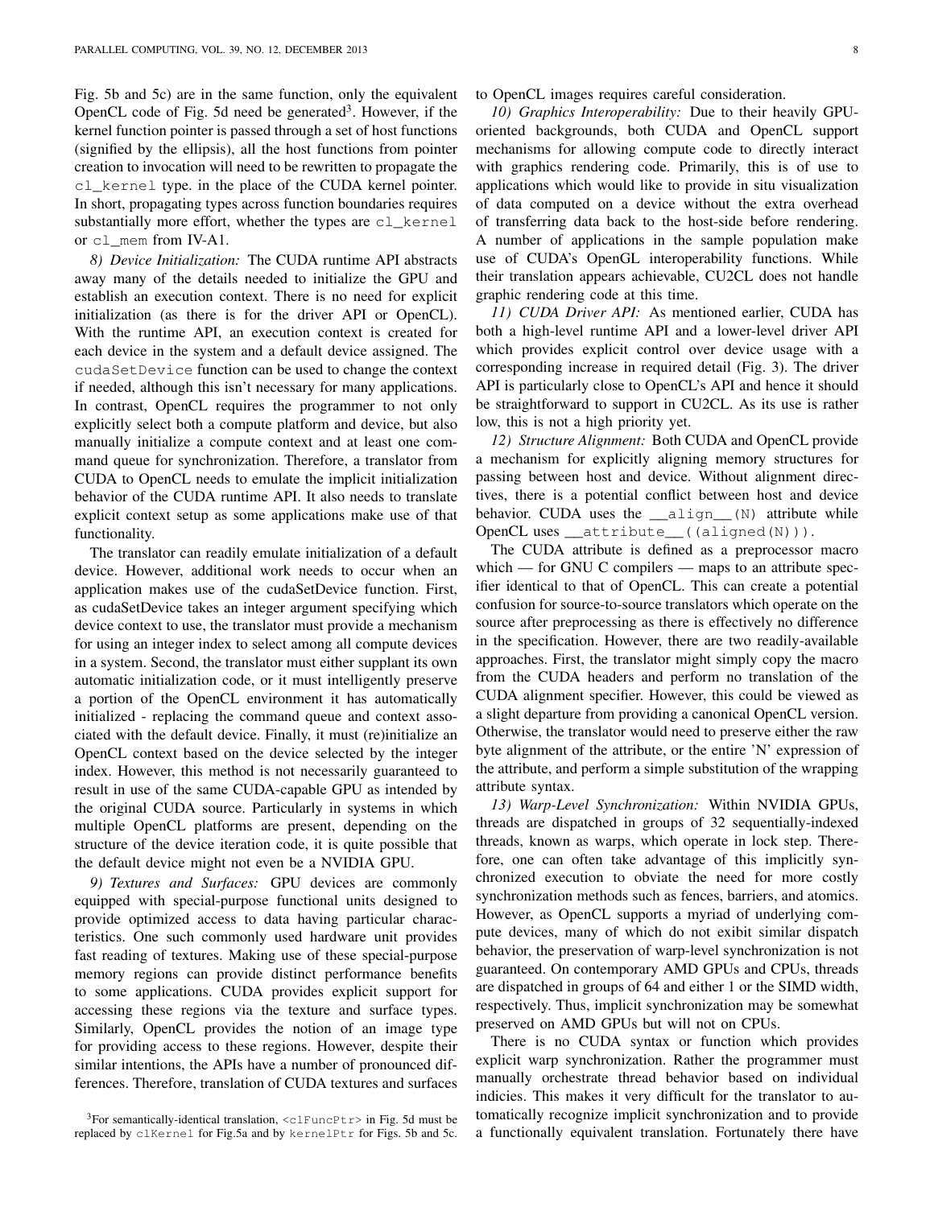Fig. 5b and 5c) are in the same function, only the equivalent OpenCL code of Fig. 5d need be generated[3]. However, if the kernel function pointer is passed through a set of host functions (signified by the ellipsis), all the host functions from pointer creation to invocation will need to be rewritten to propagate the `cl_kernel` type. in the place of the CUDA kernel pointer. In short, propagating types across function boundaries requires substantially more effort, whether the types are `cl_kernel` or `cl_mem` from IV-A1.

*8) Device Initialization:* The CUDA runtime API abstracts away many of the details needed to initialize the GPU and establish an execution context. There is no need for explicit initialization (as there is for the driver API or OpenCL). With the runtime API, an execution context is created for each device in the system and a default device assigned. The `cudaSetDevice` function can be used to change the context if needed, although this isn't necessary for many applications. In contrast, OpenCL requires the programmer to not only explicitly select both a compute platform and device, but also manually initialize a compute context and at least one command queue for synchronization. Therefore, a translator from CUDA to OpenCL needs to emulate the implicit initialization behavior of the CUDA runtime API. It also needs to translate explicit context setup as some applications make use of that functionality.

The translator can readily emulate initialization of a default device. However, additional work needs to occur when an application makes use of the cudaSetDevice function. First, as cudaSetDevice takes an integer argument specifying which device context to use, the translator must provide a mechanism for using an integer index to select among all compute devices in a system. Second, the translator must either supplant its own automatic initialization code, or it must intelligently preserve a portion of the OpenCL environment it has automatically initialized - replacing the command queue and context associated with the default device. Finally, it must (re)initialize an OpenCL context based on the device selected by the integer index. However, this method is not necessarily guaranteed to result in use of the same CUDA-capable GPU as intended by the original CUDA source. Particularly in systems in which multiple OpenCL platforms are present, depending on the structure of the device iteration code, it is quite possible that the default device might not even be a NVIDIA GPU.

*9) Textures and Surfaces:* GPU devices are commonly equipped with special-purpose functional units designed to provide optimized access to data having particular characteristics. One such commonly used hardware unit provides fast reading of textures. Making use of these special-purpose memory regions can provide distinct performance benefits to some applications. CUDA provides explicit support for accessing these regions via the texture and surface types. Similarly, OpenCL provides the notion of an image type for providing access to these regions. However, despite their similar intentions, the APIs have a number of pronounced differences. Therefore, translation of CUDA textures and surfaces to OpenCL images requires careful consideration.

*10) Graphics Interoperability:* Due to their heavily GPU-oriented backgrounds, both CUDA and OpenCL support mechanisms for allowing compute code to directly interact with graphics rendering code. Primarily, this is of use to applications which would like to provide in situ visualization of data computed on a device without the extra overhead of transferring data back to the host-side before rendering. A number of applications in the sample population make use of CUDA's OpenGL interoperability functions. While their translation appears achievable, CU2CL does not handle graphic rendering code at this time.

*11) CUDA Driver API:* As mentioned earlier, CUDA has both a high-level runtime API and a lower-level driver API which provides explicit control over device usage with a corresponding increase in required detail (Fig. 3). The driver API is particularly close to OpenCL's API and hence it should be straightforward to support in CU2CL. As its use is rather low, this is not a high priority yet.

*12) Structure Alignment:* Both CUDA and OpenCL provide a mechanism for explicitly aligning memory structures for passing between host and device. Without alignment directives, there is a potential conflict between host and device behavior. CUDA uses the `__align__(N)` attribute while OpenCL uses `__attribute__((aligned(N)))`.

The CUDA attribute is defined as a preprocessor macro which — for GNU C compilers — maps to an attribute specifier identical to that of OpenCL. This can create a potential confusion for source-to-source translators which operate on the source after preprocessing as there is effectively no difference in the specification. However, there are two readily-available approaches. First, the translator might simply copy the macro from the CUDA headers and perform no translation of the CUDA alignment specifier. However, this could be viewed as a slight departure from providing a canonical OpenCL version. Otherwise, the translator would need to preserve either the raw byte alignment of the attribute, or the entire 'N' expression of the attribute, and perform a simple substitution of the wrapping attribute syntax.

*13) Warp-Level Synchronization:* Within NVIDIA GPUs, threads are dispatched in groups of 32 sequentially-indexed threads, known as warps, which operate in lock step. Therefore, one can often take advantage of this implicitly synchronized execution to obviate the need for more costly synchronization methods such as fences, barriers, and atomics. However, as OpenCL supports a myriad of underlying compute devices, many of which do not exibit similar dispatch behavior, the preservation of warp-level synchronization is not guaranteed. On contemporary AMD GPUs and CPUs, threads are dispatched in groups of 64 and either 1 or the SIMD width, respectively. Thus, implicit synchronization may be somewhat preserved on AMD GPUs but will not on CPUs.

There is no CUDA syntax or function which provides explicit warp synchronization. Rather the programmer must manually orchestrate thread behavior based on individual indicies. This makes it very difficult for the translator to automatically recognize implicit synchronization and to provide a functionally equivalent translation. Fortunately there have

[3]For semantically-identical translation, `<clFuncPtr>` in Fig. 5d must be replaced by `clKernel` for Fig.5a and by `kernelPtr` for Figs. 5b and 5c.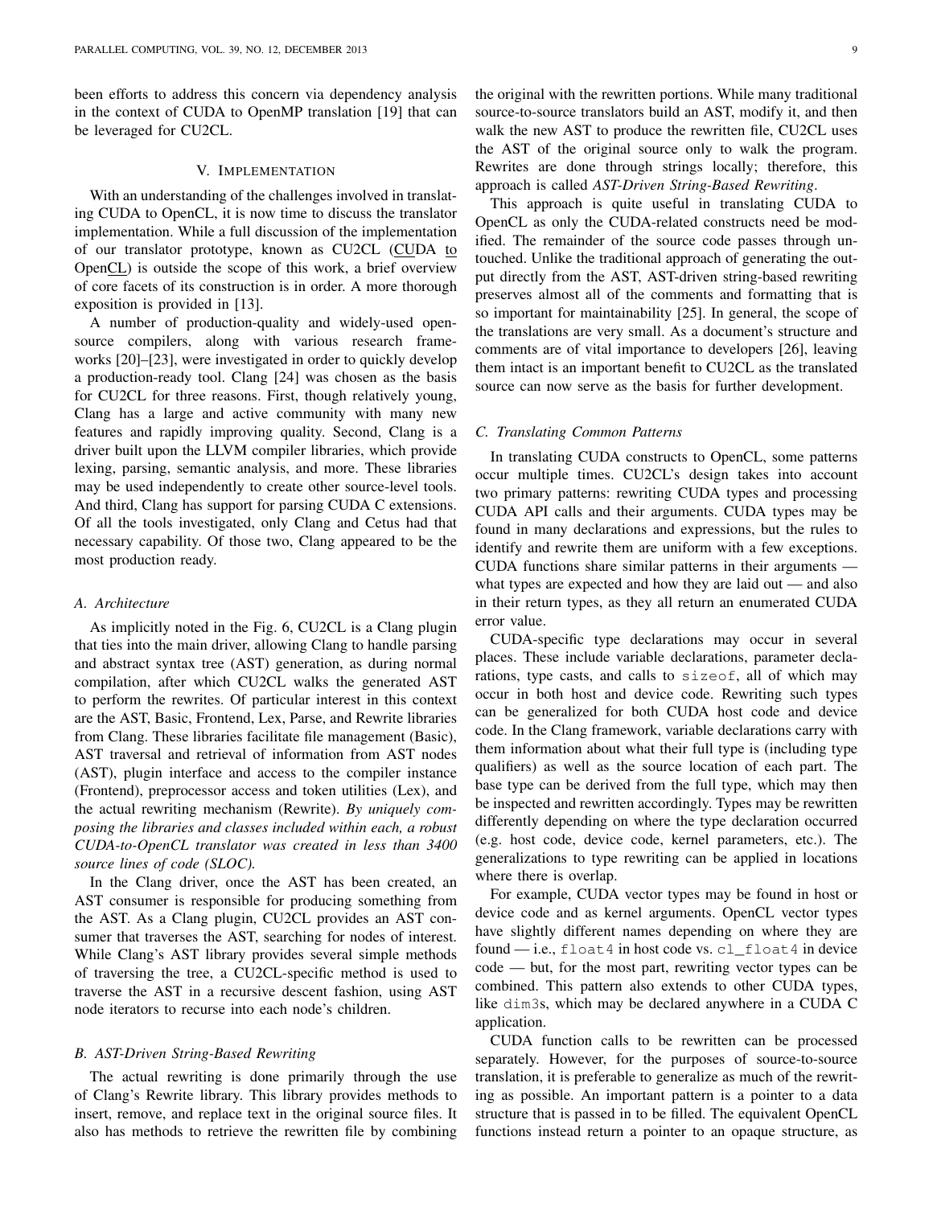been efforts to address this concern via dependency analysis in the context of CUDA to OpenMP translation [19] that can be leveraged for CU2CL.

## V. Implementation

With an understanding of the challenges involved in translating CUDA to OpenCL, it is now time to discuss the translator implementation. While a full discussion of the implementation of our translator prototype, known as CU2CL (CUDA to OpenCL) is outside the scope of this work, a brief overview of core facets of its construction is in order. A more thorough exposition is provided in [13].

A number of production-quality and widely-used open-source compilers, along with various research frameworks [20]–[23], were investigated in order to quickly develop a production-ready tool. Clang [24] was chosen as the basis for CU2CL for three reasons. First, though relatively young, Clang has a large and active community with many new features and rapidly improving quality. Second, Clang is a driver built upon the LLVM compiler libraries, which provide lexing, parsing, semantic analysis, and more. These libraries may be used independently to create other source-level tools. And third, Clang has support for parsing CUDA C extensions. Of all the tools investigated, only Clang and Cetus had that necessary capability. Of those two, Clang appeared to be the most production ready.

### A. Architecture

As implicitly noted in the Fig. 6, CU2CL is a Clang plugin that ties into the main driver, allowing Clang to handle parsing and abstract syntax tree (AST) generation, as during normal compilation, after which CU2CL walks the generated AST to perform the rewrites. Of particular interest in this context are the AST, Basic, Frontend, Lex, Parse, and Rewrite libraries from Clang. These libraries facilitate file management (Basic), AST traversal and retrieval of information from AST nodes (AST), plugin interface and access to the compiler instance (Frontend), preprocessor access and token utilities (Lex), and the actual rewriting mechanism (Rewrite). *By uniquely composing the libraries and classes included within each, a robust CUDA-to-OpenCL translator was created in less than 3400 source lines of code (SLOC).*

In the Clang driver, once the AST has been created, an AST consumer is responsible for producing something from the AST. As a Clang plugin, CU2CL provides an AST consumer that traverses the AST, searching for nodes of interest. While Clang's AST library provides several simple methods of traversing the tree, a CU2CL-specific method is used to traverse the AST in a recursive descent fashion, using AST node iterators to recurse into each node's children.

### B. AST-Driven String-Based Rewriting

The actual rewriting is done primarily through the use of Clang's Rewrite library. This library provides methods to insert, remove, and replace text in the original source files. It also has methods to retrieve the rewritten file by combining the original with the rewritten portions. While many traditional source-to-source translators build an AST, modify it, and then walk the new AST to produce the rewritten file, CU2CL uses the AST of the original source only to walk the program. Rewrites are done through strings locally; therefore, this approach is called *AST-Driven String-Based Rewriting*.

This approach is quite useful in translating CUDA to OpenCL as only the CUDA-related constructs need be modified. The remainder of the source code passes through untouched. Unlike the traditional approach of generating the output directly from the AST, AST-driven string-based rewriting preserves almost all of the comments and formatting that is so important for maintainability [25]. In general, the scope of the translations are very small. As a document's structure and comments are of vital importance to developers [26], leaving them intact is an important benefit to CU2CL as the translated source can now serve as the basis for further development.

### C. Translating Common Patterns

In translating CUDA constructs to OpenCL, some patterns occur multiple times. CU2CL's design takes into account two primary patterns: rewriting CUDA types and processing CUDA API calls and their arguments. CUDA types may be found in many declarations and expressions, but the rules to identify and rewrite them are uniform with a few exceptions. CUDA functions share similar patterns in their arguments — what types are expected and how they are laid out — and also in their return types, as they all return an enumerated CUDA error value.

CUDA-specific type declarations may occur in several places. These include variable declarations, parameter declarations, type casts, and calls to `sizeof`, all of which may occur in both host and device code. Rewriting such types can be generalized for both CUDA host code and device code. In the Clang framework, variable declarations carry with them information about what their full type is (including type qualifiers) as well as the source location of each part. The base type can be derived from the full type, which may then be inspected and rewritten accordingly. Types may be rewritten differently depending on where the type declaration occurred (e.g. host code, device code, kernel parameters, etc.). The generalizations to type rewriting can be applied in locations where there is overlap.

For example, CUDA vector types may be found in host or device code and as kernel arguments. OpenCL vector types have slightly different names depending on where they are found — i.e., `float4` in host code vs. `cl_float4` in device code — but, for the most part, rewriting vector types can be combined. This pattern also extends to other CUDA types, like `dim3`s, which may be declared anywhere in a CUDA C application.

CUDA function calls to be rewritten can be processed separately. However, for the purposes of source-to-source translation, it is preferable to generalize as much of the rewriting as possible. An important pattern is a pointer to a data structure that is passed in to be filled. The equivalent OpenCL functions instead return a pointer to an opaque structure, as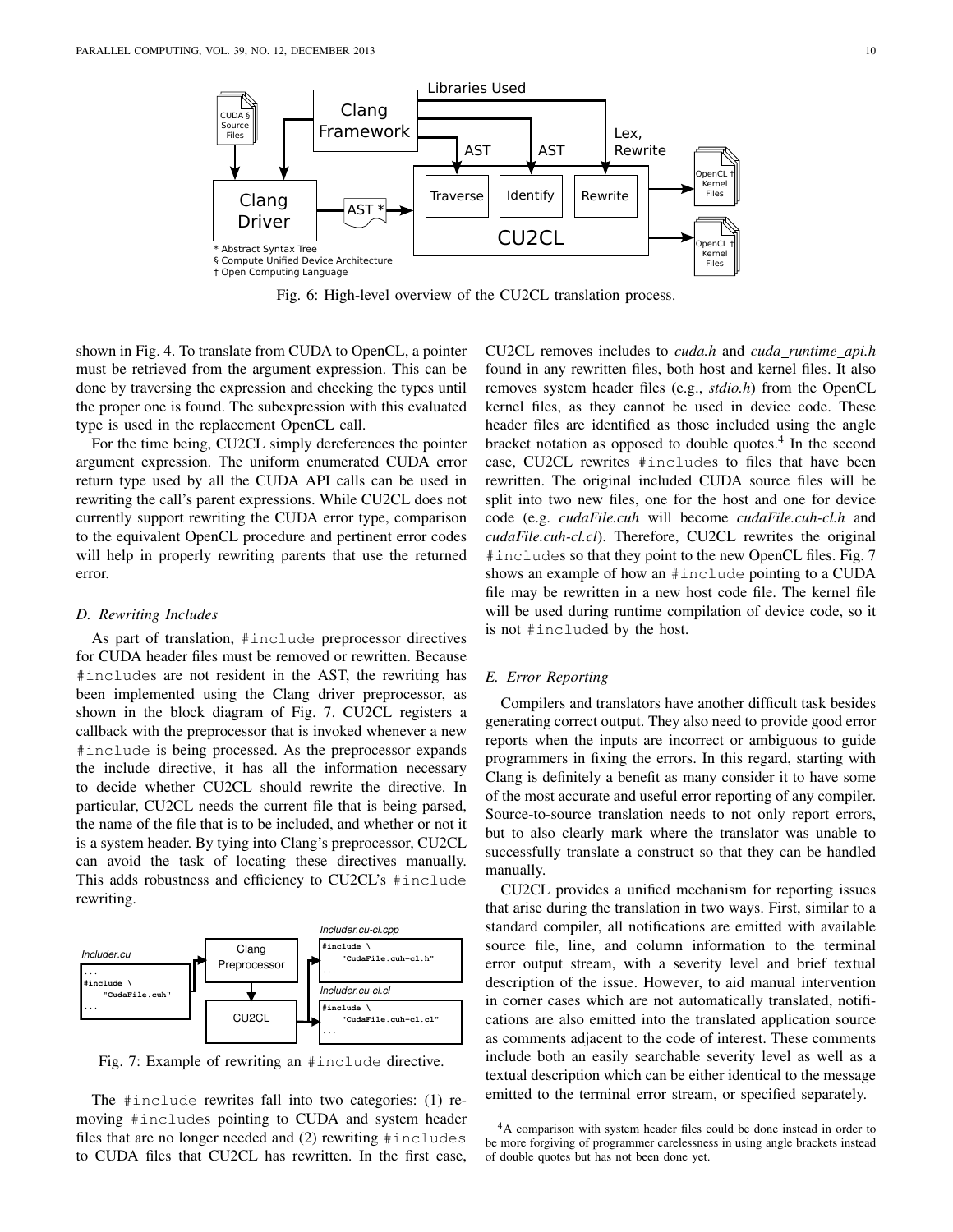Fig. 6: High-level overview of the CU2CL translation process.

shown in Fig. 4. To translate from CUDA to OpenCL, a pointer must be retrieved from the argument expression. This can be done by traversing the expression and checking the types until the proper one is found. The subexpression with this evaluated type is used in the replacement OpenCL call.

For the time being, CU2CL simply dereferences the pointer argument expression. The uniform enumerated CUDA error return type used by all the CUDA API calls can be used in rewriting the call's parent expressions. While CU2CL does not currently support rewriting the CUDA error type, comparison to the equivalent OpenCL procedure and pertinent error codes will help in properly rewriting parents that use the returned error.

### D. Rewriting Includes

As part of translation, `#include` preprocessor directives for CUDA header files must be removed or rewritten. Because `#include`s are not resident in the AST, the rewriting has been implemented using the Clang driver preprocessor, as shown in the block diagram of Fig. 7. CU2CL registers a callback with the preprocessor that is invoked whenever a new `#include` is being processed. As the preprocessor expands the include directive, it has all the information necessary to decide whether CU2CL should rewrite the directive. In particular, CU2CL needs the current file that is being parsed, the name of the file that is to be included, and whether or not it is a system header. By tying into Clang's preprocessor, CU2CL can avoid the task of locating these directives manually. This adds robustness and efficiency to CU2CL's `#include` rewriting.

Fig. 7: Example of rewriting an `#include` directive.

The `#include` rewrites fall into two categories: (1) removing `#include`s pointing to CUDA and system header files that are no longer needed and (2) rewriting `#include`s to CUDA files that CU2CL has rewritten. In the first case, CU2CL removes includes to *cuda.h* and *cuda_runtime_api.h* found in any rewritten files, both host and kernel files. It also removes system header files (e.g., *stdio.h*) from the OpenCL kernel files, as they cannot be used in device code. These header files are identified as those included using the angle bracket notation as opposed to double quotes.[4] In the second case, CU2CL rewrites `#include`s to files that have been rewritten. The original included CUDA source files will be split into two new files, one for the host and one for device code (e.g. *cudaFile.cuh* will become *cudaFile.cuh-cl.h* and *cudaFile.cuh-cl.cl*). Therefore, CU2CL rewrites the original `#include`s so that they point to the new OpenCL files. Fig. 7 shows an example of how an `#include` pointing to a CUDA file may be rewritten in a new host code file. The kernel file will be used during runtime compilation of device code, so it is not `#include`d by the host.

### E. Error Reporting

Compilers and translators have another difficult task besides generating correct output. They also need to provide good error reports when the inputs are incorrect or ambiguous to guide programmers in fixing the errors. In this regard, starting with Clang is definitely a benefit as many consider it to have some of the most accurate and useful error reporting of any compiler. Source-to-source translation needs to not only report errors, but to also clearly mark where the translator was unable to successfully translate a construct so that they can be handled manually.

CU2CL provides a unified mechanism for reporting issues that arise during the translation in two ways. First, similar to a standard compiler, all notifications are emitted with available source file, line, and column information to the terminal error output stream, with a severity level and brief textual description of the issue. However, to aid manual intervention in corner cases which are not automatically translated, notifications are also emitted into the translated application source as comments adjacent to the code of interest. These comments include both an easily searchable severity level as well as a textual description which can be either identical to the message emitted to the terminal error stream, or specified separately.

[4] A comparison with system header files could be done instead in order to be more forgiving of programmer carelessness in using angle brackets instead of double quotes but has not been done yet.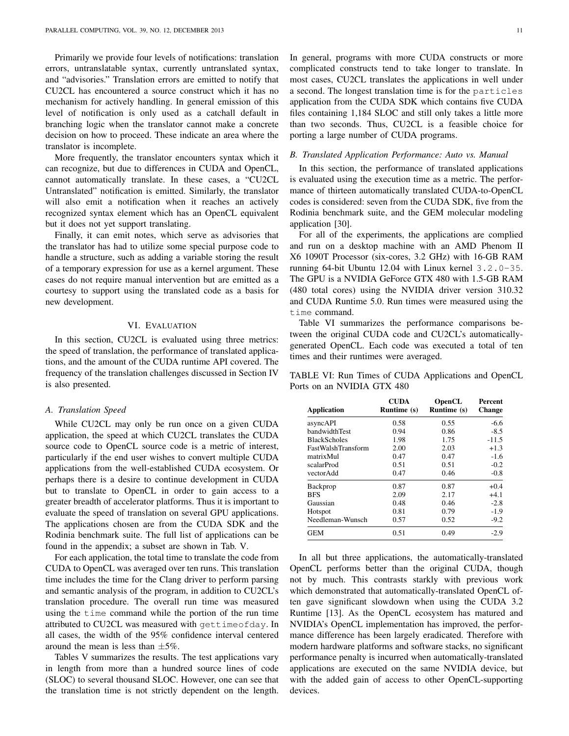Primarily we provide four levels of notifications: translation errors, untranslatable syntax, currently untranslated syntax, and "advisories." Translation errors are emitted to notify that CU2CL has encountered a source construct which it has no mechanism for actively handling. In general emission of this level of notification is only used as a catchall default in branching logic when the translator cannot make a concrete decision on how to proceed. These indicate an area where the translator is incomplete.

More frequently, the translator encounters syntax which it can recognize, but due to differences in CUDA and OpenCL, cannot automatically translate. In these cases, a "CU2CL Untranslated" notification is emitted. Similarly, the translator will also emit a notification when it reaches an actively recognized syntax element which has an OpenCL equivalent but it does not yet support translating.

Finally, it can emit notes, which serve as advisories that the translator has had to utilize some special purpose code to handle a structure, such as adding a variable storing the result of a temporary expression for use as a kernel argument. These cases do not require manual intervention but are emitted as a courtesy to support using the translated code as a basis for new development.

## VI. Evaluation

In this section, CU2CL is evaluated using three metrics: the speed of translation, the performance of translated applications, and the amount of the CUDA runtime API covered. The frequency of the translation challenges discussed in Section IV is also presented.

### A. Translation Speed

While CU2CL may only be run once on a given CUDA application, the speed at which CU2CL translates the CUDA source code to OpenCL source code is a metric of interest, particularly if the end user wishes to convert multiple CUDA applications from the well-established CUDA ecosystem. Or perhaps there is a desire to continue development in CUDA but to translate to OpenCL in order to gain access to a greater breadth of accelerator platforms. Thus it is important to evaluate the speed of translation on several GPU applications. The applications chosen are from the CUDA SDK and the Rodinia benchmark suite. The full list of applications can be found in the appendix; a subset are shown in Tab. V.

For each application, the total time to translate the code from CUDA to OpenCL was averaged over ten runs. This translation time includes the time for the Clang driver to perform parsing and semantic analysis of the program, in addition to CU2CL's translation procedure. The overall run time was measured using the `time` command while the portion of the run time attributed to CU2CL was measured with `gettimeofday`. In all cases, the width of the 95% confidence interval centered around the mean is less than $\pm 5\%$.

Tables V summarizes the results. The test applications vary in length from more than a hundred source lines of code (SLOC) to several thousand SLOC. However, one can see that the translation time is not strictly dependent on the length. In general, programs with more CUDA constructs or more complicated constructs tend to take longer to translate. In most cases, CU2CL translates the applications in well under a second. The longest translation time is for the `particles` application from the CUDA SDK which contains five CUDA files containing 1,184 SLOC and still only takes a little more than two seconds. Thus, CU2CL is a feasible choice for porting a large number of CUDA programs.

### B. Translated Application Performance: Auto vs. Manual

In this section, the performance of translated applications is evaluated using the execution time as a metric. The performance of thirteen automatically translated CUDA-to-OpenCL codes is considered: seven from the CUDA SDK, five from the Rodinia benchmark suite, and the GEM molecular modeling application [30].

For all of the experiments, the applications are complied and run on a desktop machine with an AMD Phenom II X6 1090T Processor (six-cores, 3.2 GHz) with 16-GB RAM running 64-bit Ubuntu 12.04 with Linux kernel `3.2.0-35`. The GPU is a NVIDIA GeForce GTX 480 with 1.5-GB RAM (480 total cores) using the NVIDIA driver version 310.32 and CUDA Runtime 5.0. Run times were measured using the `time` command.

Table VI summarizes the performance comparisons between the original CUDA code and CU2CL's automatically-generated OpenCL. Each code was executed a total of ten times and their runtimes were averaged.

TABLE VI: Run Times of CUDA Applications and OpenCL Ports on an NVIDIA GTX 480

| Application | CUDA Runtime (s) | OpenCL Runtime (s) | Percent Change |
|---|---|---|---|
| asyncAPI | 0.58 | 0.55 | -6.6 |
| bandwidthTest | 0.94 | 0.86 | -8.5 |
| BlackScholes | 1.98 | 1.75 | -11.5 |
| FastWalshTransform | 2.00 | 2.03 | +1.3 |
| matrixMul | 0.47 | 0.47 | -1.6 |
| scalarProd | 0.51 | 0.51 | -0.2 |
| vectorAdd | 0.47 | 0.46 | -0.8 |
| Backprop | 0.87 | 0.87 | +0.4 |
| BFS | 2.09 | 2.17 | +4.1 |
| Gaussian | 0.48 | 0.46 | -2.8 |
| Hotspot | 0.81 | 0.79 | -1.9 |
| Needleman-Wunsch | 0.57 | 0.52 | -9.2 |
| GEM | 0.51 | 0.49 | -2.9 |

In all but three applications, the automatically-translated OpenCL performs better than the original CUDA, though not by much. This contrasts starkly with previous work which demonstrated that automatically-translated OpenCL often gave significant slowdown when using the CUDA 3.2 Runtime [13]. As the OpenCL ecosystem has matured and NVIDIA's OpenCL implementation has improved, the performance difference has been largely eradicated. Therefore with modern hardware platforms and software stacks, no significant performance penalty is incurred when automatically-translated applications are executed on the same NVIDIA device, but with the added gain of access to other OpenCL-supporting devices.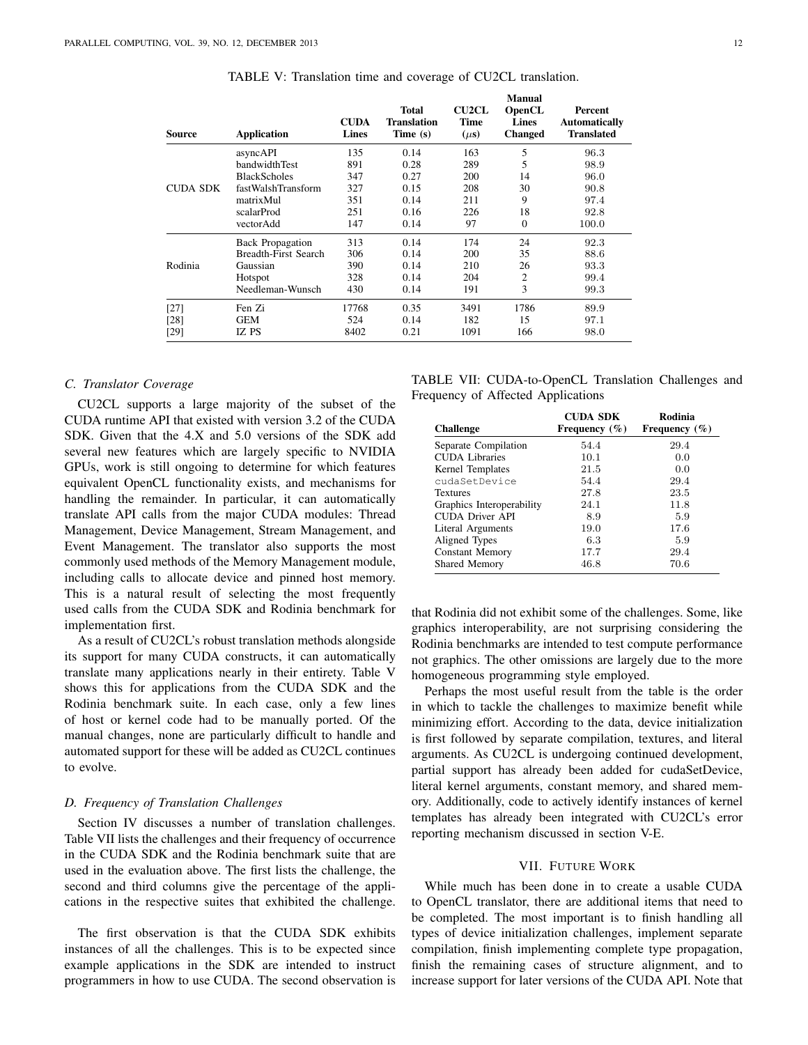TABLE V: Translation time and coverage of CU2CL translation.

| Source | Application | CUDA Lines | Total Translation Time (s) | CU2CL Time ($\mu$s) | Manual OpenCL Lines Changed | Percent Automatically Translated |
|---|---|---|---|---|---|---|
| CUDA SDK | asyncAPI | 135 | 0.14 | 163 | 5 | 96.3 |
| | bandwidthTest | 891 | 0.28 | 289 | 5 | 98.9 |
| | BlackScholes | 347 | 0.27 | 200 | 14 | 96.0 |
| | fastWalshTransform | 327 | 0.15 | 208 | 30 | 90.8 |
| | matrixMul | 351 | 0.14 | 211 | 9 | 97.4 |
| | scalarProd | 251 | 0.16 | 226 | 18 | 92.8 |
| | vectorAdd | 147 | 0.14 | 97 | 0 | 100.0 |
| Rodinia | Back Propagation | 313 | 0.14 | 174 | 24 | 92.3 |
| | Breadth-First Search | 306 | 0.14 | 200 | 35 | 88.6 |
| | Gaussian | 390 | 0.14 | 210 | 26 | 93.3 |
| | Hotspot | 328 | 0.14 | 204 | 2 | 99.4 |
| | Needleman-Wunsch | 430 | 0.14 | 191 | 3 | 99.3 |
| [27] | Fen Zi | 17768 | 0.35 | 3491 | 1786 | 89.9 |
| [28] | GEM | 524 | 0.14 | 182 | 15 | 97.1 |
| [29] | IZ PS | 8402 | 0.21 | 1091 | 166 | 98.0 |

### C. Translator Coverage

CU2CL supports a large majority of the subset of the CUDA runtime API that existed with version 3.2 of the CUDA SDK. Given that the 4.X and 5.0 versions of the SDK add several new features which are largely specific to NVIDIA GPUs, work is still ongoing to determine for which features equivalent OpenCL functionality exists, and mechanisms for handling the remainder. In particular, it can automatically translate API calls from the major CUDA modules: Thread Management, Device Management, Stream Management, and Event Management. The translator also supports the most commonly used methods of the Memory Management module, including calls to allocate device and pinned host memory. This is a natural result of selecting the most frequently used calls from the CUDA SDK and Rodinia benchmark for implementation first.

As a result of CU2CL's robust translation methods alongside its support for many CUDA constructs, it can automatically translate many applications nearly in their entirety. Table V shows this for applications from the CUDA SDK and the Rodinia benchmark suite. In each case, only a few lines of host or kernel code had to be manually ported. Of the manual changes, none are particularly difficult to handle and automated support for these will be added as CU2CL continues to evolve.

### D. Frequency of Translation Challenges

Section IV discusses a number of translation challenges. Table VII lists the challenges and their frequency of occurrence in the CUDA SDK and the Rodinia benchmark suite that are used in the evaluation above. The first lists the challenge, the second and third columns give the percentage of the applications in the respective suites that exhibited the challenge.

The first observation is that the CUDA SDK exhibits instances of all the challenges. This is to be expected since example applications in the SDK are intended to instruct programmers in how to use CUDA. The second observation is that Rodinia did not exhibit some of the challenges. Some, like graphics interoperability, are not surprising considering the Rodinia benchmarks are intended to test compute performance not graphics. The other omissions are largely due to the more homogeneous programming style employed.

TABLE VII: CUDA-to-OpenCL Translation Challenges and Frequency of Affected Applications

| Challenge | CUDA SDK Frequency (%) | Rodinia Frequency (%) |
|---|---|---|
| Separate Compilation | 54.4 | 29.4 |
| CUDA Libraries | 10.1 | 0.0 |
| Kernel Templates | 21.5 | 0.0 |
| `cudaSetDevice` | 54.4 | 29.4 |
| Textures | 27.8 | 23.5 |
| Graphics Interoperability | 24.1 | 11.8 |
| CUDA Driver API | 8.9 | 5.9 |
| Literal Arguments | 19.0 | 17.6 |
| Aligned Types | 6.3 | 5.9 |
| Constant Memory | 17.7 | 29.4 |
| Shared Memory | 46.8 | 70.6 |

Perhaps the most useful result from the table is the order in which to tackle the challenges to maximize benefit while minimizing effort. According to the data, device initialization is first followed by separate compilation, textures, and literal arguments. As CU2CL is undergoing continued development, partial support has already been added for cudaSetDevice, literal kernel arguments, constant memory, and shared memory. Additionally, code to actively identify instances of kernel templates has already been integrated with CU2CL's error reporting mechanism discussed in section V-E.

## VII. Future Work

While much has been done in to create a usable CUDA to OpenCL translator, there are additional items that need to be completed. The most important is to finish handling all types of device initialization challenges, implement separate compilation, finish implementing complete type propagation, finish the remaining cases of structure alignment, and to increase support for later versions of the CUDA API. Note that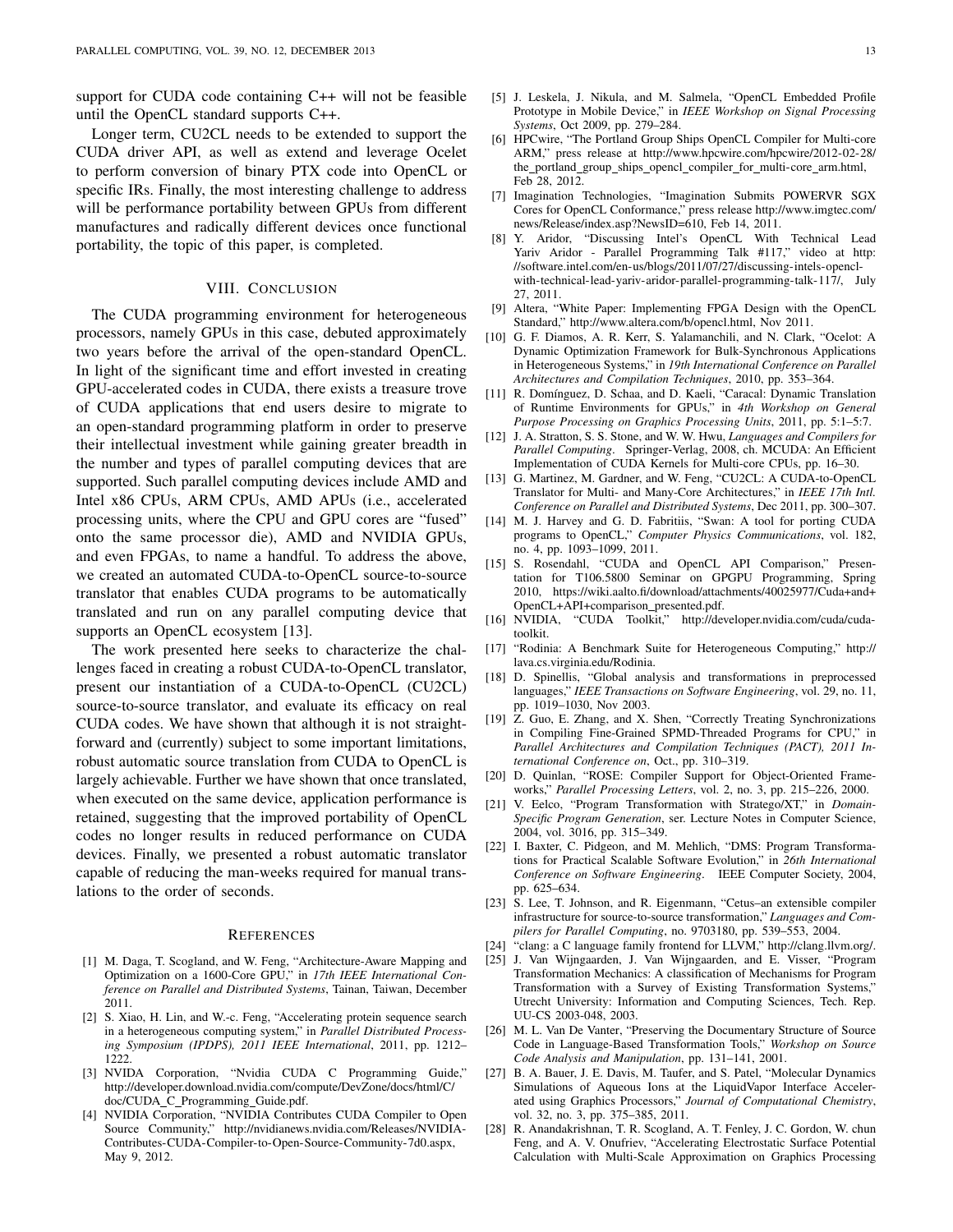support for CUDA code containing C++ will not be feasible until the OpenCL standard supports C++.

Longer term, CU2CL needs to be extended to support the CUDA driver API, as well as extend and leverage Ocelet to perform conversion of binary PTX code into OpenCL or specific IRs. Finally, the most interesting challenge to address will be performance portability between GPUs from different manufactures and radically different devices once functional portability, the topic of this paper, is completed.

## VIII. Conclusion

The CUDA programming environment for heterogeneous processors, namely GPUs in this case, debuted approximately two years before the arrival of the open-standard OpenCL. In light of the significant time and effort invested in creating GPU-accelerated codes in CUDA, there exists a treasure trove of CUDA applications that end users desire to migrate to an open-standard programming platform in order to preserve their intellectual investment while gaining greater breadth in the number and types of parallel computing devices that are supported. Such parallel computing devices include AMD and Intel x86 CPUs, ARM CPUs, AMD APUs (i.e., accelerated processing units, where the CPU and GPU cores are "fused" onto the same processor die), AMD and NVIDIA GPUs, and even FPGAs, to name a handful. To address the above, we created an automated CUDA-to-OpenCL source-to-source translator that enables CUDA programs to be automatically translated and run on any parallel computing device that supports an OpenCL ecosystem [13].

The work presented here seeks to characterize the challenges faced in creating a robust CUDA-to-OpenCL translator, present our instantiation of a CUDA-to-OpenCL (CU2CL) source-to-source translator, and evaluate its efficacy on real CUDA codes. We have shown that although it is not straightforward and (currently) subject to some important limitations, robust automatic source translation from CUDA to OpenCL is largely achievable. Further we have shown that once translated, when executed on the same device, application performance is retained, suggesting that the improved portability of OpenCL codes no longer results in reduced performance on CUDA devices. Finally, we presented a robust automatic translator capable of reducing the man-weeks required for manual translations to the order of seconds.

## References

[1] M. Daga, T. Scogland, and W. Feng, "Architecture-Aware Mapping and Optimization on a 1600-Core GPU," in *17th IEEE International Conference on Parallel and Distributed Systems*, Tainan, Taiwan, December 2011.

[2] S. Xiao, H. Lin, and W.-c. Feng, "Accelerating protein sequence search in a heterogeneous computing system," in *Parallel Distributed Processing Symposium (IPDPS), 2011 IEEE International*, 2011, pp. 1212–1222.

[3] NVIDA Corporation, "Nvidia CUDA C Programming Guide," http://developer.download.nvidia.com/compute/DevZone/docs/html/C/doc/CUDA_C_Programming_Guide.pdf.

[4] NVIDIA Corporation, "NVIDIA Contributes CUDA Compiler to Open Source Community," http://nvidianews.nvidia.com/Releases/NVIDIA-Contributes-CUDA-Compiler-to-Open-Source-Community-7d0.aspx, May 9, 2012.

[5] J. Leskela, J. Nikula, and M. Salmela, "OpenCL Embedded Profile Prototype in Mobile Device," in *IEEE Workshop on Signal Processing Systems*, Oct 2009, pp. 279–284.

[6] HPCwire, "The Portland Group Ships OpenCL Compiler for Multi-core ARM," press release at http://www.hpcwire.com/hpcwire/2012-02-28/the_portland_group_ships_opencl_compiler_for_multi-core_arm.html, Feb 28, 2012.

[7] Imagination Technologies, "Imagination Submits POWERVR SGX Cores for OpenCL Conformance," press release http://www.imgtec.com/news/Release/index.asp?NewsID=610, Feb 14, 2011.

[8] Y. Aridor, "Discussing Intel's OpenCL With Technical Lead Yariv Aridor - Parallel Programming Talk #117," video at http://software.intel.com/en-us/blogs/2011/07/27/discussing-intels-opencl-with-technical-lead-yariv-aridor-parallel-programming-talk-117/, July 27, 2011.

[9] Altera, "White Paper: Implementing FPGA Design with the OpenCL Standard," http://www.altera.com/b/opencl.html, Nov 2011.

[10] G. F. Diamos, A. R. Kerr, S. Yalamanchili, and N. Clark, "Ocelot: A Dynamic Optimization Framework for Bulk-Synchronous Applications in Heterogeneous Systems," in *19th International Conference on Parallel Architectures and Compilation Techniques*, 2010, pp. 353–364.

[11] R. Domínguez, D. Schaa, and D. Kaeli, "Caracal: Dynamic Translation of Runtime Environments for GPUs," in *4th Workshop on General Purpose Processing on Graphics Processing Units*, 2011, pp. 5:1–5:7.

[12] J. A. Stratton, S. S. Stone, and W. W. Hwu, *Languages and Compilers for Parallel Computing*. Springer-Verlag, 2008, ch. MCUDA: An Efficient Implementation of CUDA Kernels for Multi-core CPUs, pp. 16–30.

[13] G. Martinez, M. Gardner, and W. Feng, "CU2CL: A CUDA-to-OpenCL Translator for Multi- and Many-Core Architectures," in *IEEE 17th Intl. Conference on Parallel and Distributed Systems*, Dec 2011, pp. 300–307.

[14] M. J. Harvey and G. D. Fabritiis, "Swan: A tool for porting CUDA programs to OpenCL," *Computer Physics Communications*, vol. 182, no. 4, pp. 1093–1099, 2011.

[15] S. Rosendahl, "CUDA and OpenCL API Comparison," Presentation for T106.5800 Seminar on GPGPU Programming, Spring 2010, https://wiki.aalto.fi/download/attachments/40025977/Cuda+and+OpenCL+API+comparison_presented.pdf.

[16] NVIDIA, "CUDA Toolkit," http://developer.nvidia.com/cuda/cuda-toolkit.

[17] "Rodinia: A Benchmark Suite for Heterogeneous Computing," http://lava.cs.virginia.edu/Rodinia.

[18] D. Spinellis, "Global analysis and transformations in preprocessed languages," *IEEE Transactions on Software Engineering*, vol. 29, no. 11, pp. 1019–1030, Nov 2003.

[19] Z. Guo, E. Zhang, and X. Shen, "Correctly Treating Synchronizations in Compiling Fine-Grained SPMD-Threaded Programs for CPU," in *Parallel Architectures and Compilation Techniques (PACT), 2011 International Conference on*, Oct., pp. 310–319.

[20] D. Quinlan, "ROSE: Compiler Support for Object-Oriented Frameworks," *Parallel Processing Letters*, vol. 2, no. 3, pp. 215–226, 2000.

[21] V. Eelco, "Program Transformation with Stratego/XT," in *Domain-Specific Program Generation*, ser. Lecture Notes in Computer Science, 2004, vol. 3016, pp. 315–349.

[22] I. Baxter, C. Pidgeon, and M. Mehlich, "DMS: Program Transformations for Practical Scalable Software Evolution," in *26th International Conference on Software Engineering*. IEEE Computer Society, 2004, pp. 625–634.

[23] S. Lee, T. Johnson, and R. Eigenmann, "Cetus–an extensible compiler infrastructure for source-to-source transformation," *Languages and Compilers for Parallel Computing*, no. 9703180, pp. 539–553, 2004.

[24] "clang: a C language family frontend for LLVM," http://clang.llvm.org/.

[25] J. Van Wijngaarden, J. Van Wijngaarden, and E. Visser, "Program Transformation Mechanics: A classification of Mechanisms for Program Transformation with a Survey of Existing Transformation Systems," Utrecht University: Information and Computing Sciences, Tech. Rep. UU-CS 2003-048, 2003.

[26] M. L. Van De Vanter, "Preserving the Documentary Structure of Source Code in Language-Based Transformation Tools," *Workshop on Source Code Analysis and Manipulation*, pp. 131–141, 2001.

[27] B. A. Bauer, J. E. Davis, M. Taufer, and S. Patel, "Molecular Dynamics Simulations of Aqueous Ions at the LiquidVapor Interface Accelerated using Graphics Processors," *Journal of Computational Chemistry*, vol. 32, no. 3, pp. 375–385, 2011.

[28] R. Anandakrishnan, T. R. Scogland, A. T. Fenley, J. C. Gordon, W. chun Feng, and A. V. Onufriev, "Accelerating Electrostatic Surface Potential Calculation with Multi-Scale Approximation on Graphics Processing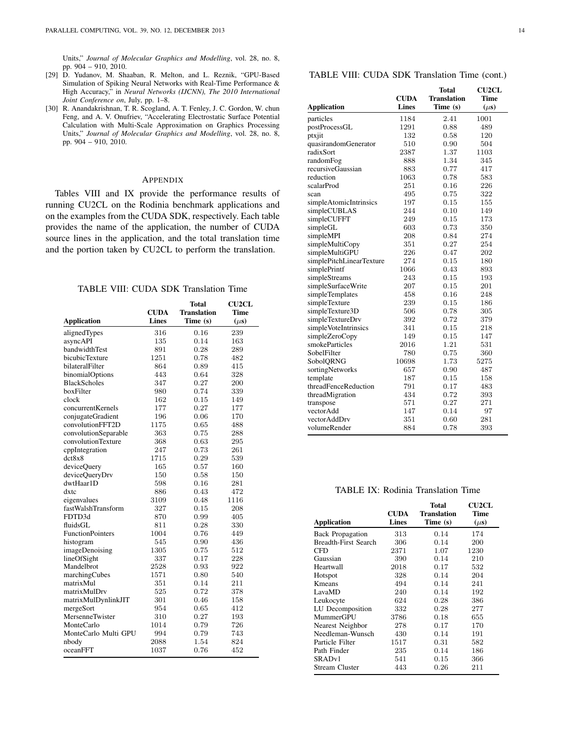Units," *Journal of Molecular Graphics and Modelling*, vol. 28, no. 8, pp. 904 – 910, 2010.

[29] D. Yudanov, M. Shaaban, R. Melton, and L. Reznik, "GPU-Based Simulation of Spiking Neural Networks with Real-Time Performance & High Accuracy," in *Neural Networks (IJCNN), The 2010 International Joint Conference on*, July, pp. 1–8.

[30] R. Anandakrishnan, T. R. Scogland, A. T. Fenley, J. C. Gordon, W. chun Feng, and A. V. Onufriev, "Accelerating Electrostatic Surface Potential Calculation with Multi-Scale Approximation on Graphics Processing Units," *Journal of Molecular Graphics and Modelling*, vol. 28, no. 8, pp. 904 – 910, 2010.

## Appendix

Tables VIII and IX provide the performance results of running CU2CL on the Rodinia benchmark applications and on the examples from the CUDA SDK, respectively. Each table provides the name of the application, the number of CUDA source lines in the application, and the total translation time and the portion taken by CU2CL to perform the translation.

TABLE VIII: CUDA SDK Translation Time

| Application | CUDA Lines | Total Translation Time (s) | CU2CL Time ($\mu$s) |
|---|---|---|---|
| alignedTypes | 316 | 0.16 | 239 |
| asyncAPI | 135 | 0.14 | 163 |
| bandwidthTest | 891 | 0.28 | 289 |
| bicubicTexture | 1251 | 0.78 | 482 |
| bilateralFilter | 864 | 0.89 | 415 |
| binomialOptions | 443 | 0.64 | 328 |
| BlackScholes | 347 | 0.27 | 200 |
| boxFilter | 980 | 0.74 | 339 |
| clock | 162 | 0.15 | 149 |
| concurrentKernels | 177 | 0.27 | 177 |
| conjugateGradient | 196 | 0.06 | 170 |
| convolutionFFT2D | 1175 | 0.65 | 488 |
| convolutionSeparable | 363 | 0.75 | 288 |
| convolutionTexture | 368 | 0.63 | 295 |
| cppIntegration | 247 | 0.73 | 261 |
| dct8x8 | 1715 | 0.29 | 539 |
| deviceQuery | 165 | 0.57 | 160 |
| deviceQueryDrv | 150 | 0.58 | 150 |
| dwtHaar1D | 598 | 0.16 | 281 |
| dxtc | 886 | 0.43 | 472 |
| eigenvalues | 3109 | 0.48 | 1116 |
| fastWalshTransform | 327 | 0.15 | 208 |
| FDTD3d | 870 | 0.99 | 405 |
| fluidsGL | 811 | 0.28 | 330 |
| FunctionPointers | 1004 | 0.76 | 449 |
| histogram | 545 | 0.90 | 436 |
| imageDenoising | 1305 | 0.75 | 512 |
| lineOfSight | 337 | 0.17 | 228 |
| Mandelbrot | 2528 | 0.93 | 922 |
| marchingCubes | 1571 | 0.80 | 540 |
| matrixMul | 351 | 0.14 | 211 |
| matrixMulDrv | 525 | 0.72 | 378 |
| matrixMulDynlinkJIT | 301 | 0.46 | 158 |
| mergeSort | 954 | 0.65 | 412 |
| MersenneTwister | 310 | 0.27 | 193 |
| MonteCarlo | 1014 | 0.79 | 726 |
| MonteCarlo Multi GPU | 994 | 0.79 | 743 |
| nbody | 2088 | 1.54 | 824 |
| oceanFFT | 1037 | 0.76 | 452 |

TABLE VIII: CUDA SDK Translation Time (cont.)

| Application | CUDA Lines | Total Translation Time (s) | CU2CL Time ($\mu$s) |
|---|---|---|---|
| particles | 1184 | 2.41 | 1001 |
| postProcessGL | 1291 | 0.88 | 489 |
| ptxjit | 132 | 0.58 | 120 |
| quasirandomGenerator | 510 | 0.90 | 504 |
| radixSort | 2387 | 1.37 | 1103 |
| randomFog | 888 | 1.34 | 345 |
| recursiveGaussian | 883 | 0.77 | 417 |
| reduction | 1063 | 0.78 | 583 |
| scalarProd | 251 | 0.16 | 226 |
| scan | 495 | 0.75 | 322 |
| simpleAtomicIntrinsics | 197 | 0.15 | 155 |
| simpleCUBLAS | 244 | 0.10 | 149 |
| simpleCUFFT | 249 | 0.15 | 173 |
| simpleGL | 603 | 0.73 | 350 |
| simpleMPI | 208 | 0.84 | 274 |
| simpleMultiCopy | 351 | 0.27 | 254 |
| simpleMultiGPU | 226 | 0.47 | 202 |
| simplePitchLinearTexture | 274 | 0.15 | 180 |
| simplePrintf | 1066 | 0.43 | 893 |
| simpleStreams | 243 | 0.15 | 193 |
| simpleSurfaceWrite | 207 | 0.15 | 201 |
| simpleTemplates | 458 | 0.16 | 248 |
| simpleTexture | 239 | 0.15 | 186 |
| simpleTexture3D | 506 | 0.78 | 305 |
| simpleTextureDrv | 392 | 0.72 | 379 |
| simpleVoteIntrinsics | 341 | 0.15 | 218 |
| simpleZeroCopy | 149 | 0.15 | 147 |
| smokeParticles | 2016 | 1.21 | 531 |
| SobelFilter | 780 | 0.75 | 360 |
| SobolQRNG | 10698 | 1.73 | 5275 |
| sortingNetworks | 657 | 0.90 | 487 |
| template | 187 | 0.15 | 158 |
| threadFenceReduction | 791 | 0.17 | 483 |
| threadMigration | 434 | 0.72 | 393 |
| transpose | 571 | 0.27 | 271 |
| vectorAdd | 147 | 0.14 | 97 |
| vectorAddDrv | 351 | 0.60 | 281 |
| volumeRender | 884 | 0.78 | 393 |

TABLE IX: Rodinia Translation Time

| Application | CUDA Lines | Total Translation Time (s) | CU2CL Time ($\mu$s) |
|---|---|---|---|
| Back Propagation | 313 | 0.14 | 174 |
| Breadth-First Search | 306 | 0.14 | 200 |
| CFD | 2371 | 1.07 | 1230 |
| Gaussian | 390 | 0.14 | 210 |
| Heartwall | 2018 | 0.17 | 532 |
| Hotspot | 328 | 0.14 | 204 |
| Kmeans | 494 | 0.14 | 241 |
| LavaMD | 240 | 0.14 | 192 |
| Leukocyte | 624 | 0.28 | 386 |
| LU Decomposition | 332 | 0.28 | 277 |
| MummerGPU | 3786 | 0.18 | 655 |
| Nearest Neighbor | 278 | 0.17 | 170 |
| Needleman-Wunsch | 430 | 0.14 | 191 |
| Particle Filter | 1517 | 0.31 | 582 |
| Path Finder | 235 | 0.14 | 186 |
| SRADv1 | 541 | 0.15 | 366 |
| Stream Cluster | 443 | 0.26 | 211 |